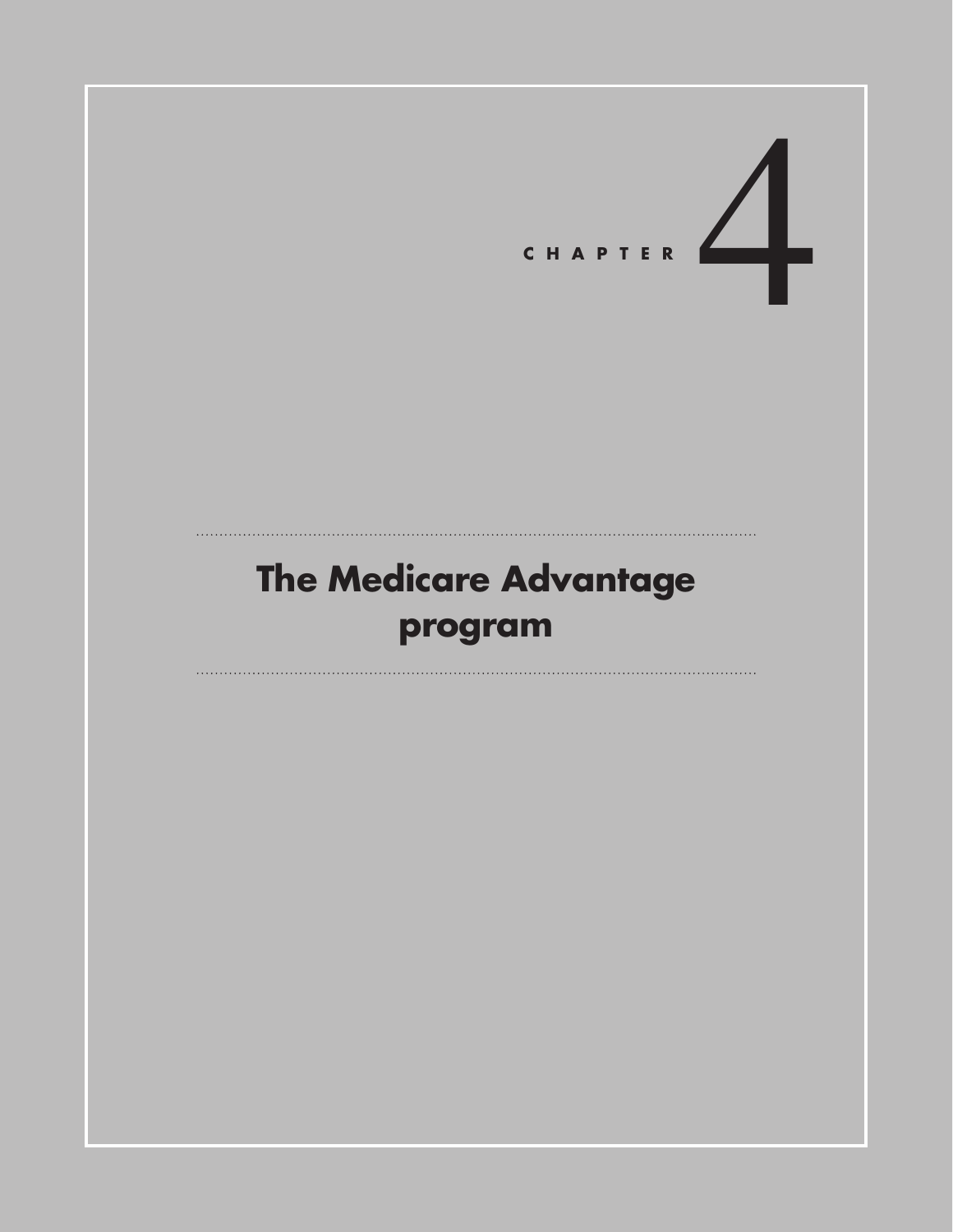CHAPTER 4

# The Medicare Advantage program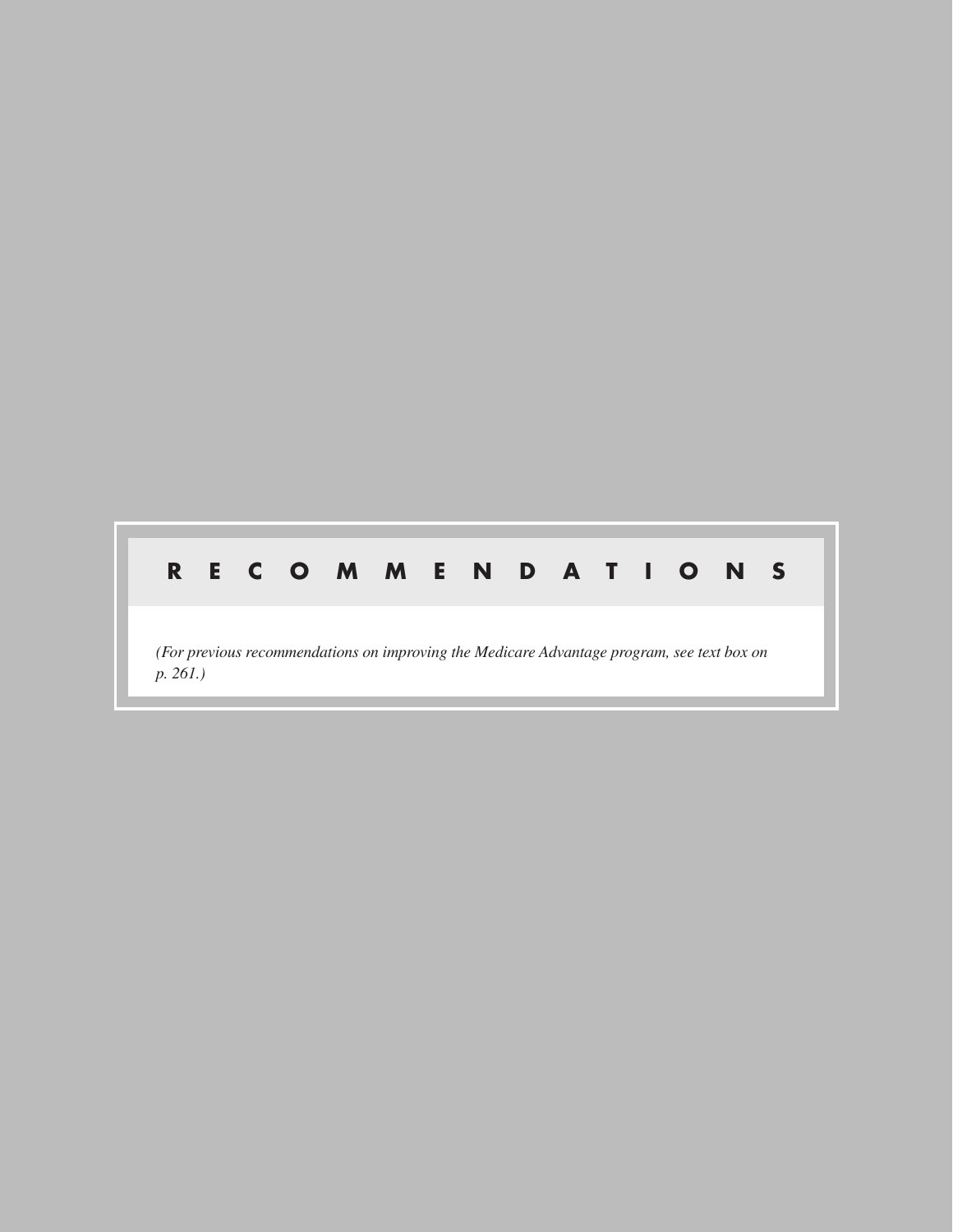# RECOMMENDATIONS

*(For previous recommendations on improving the Medicare Advantage program, see text box on p. 261.)*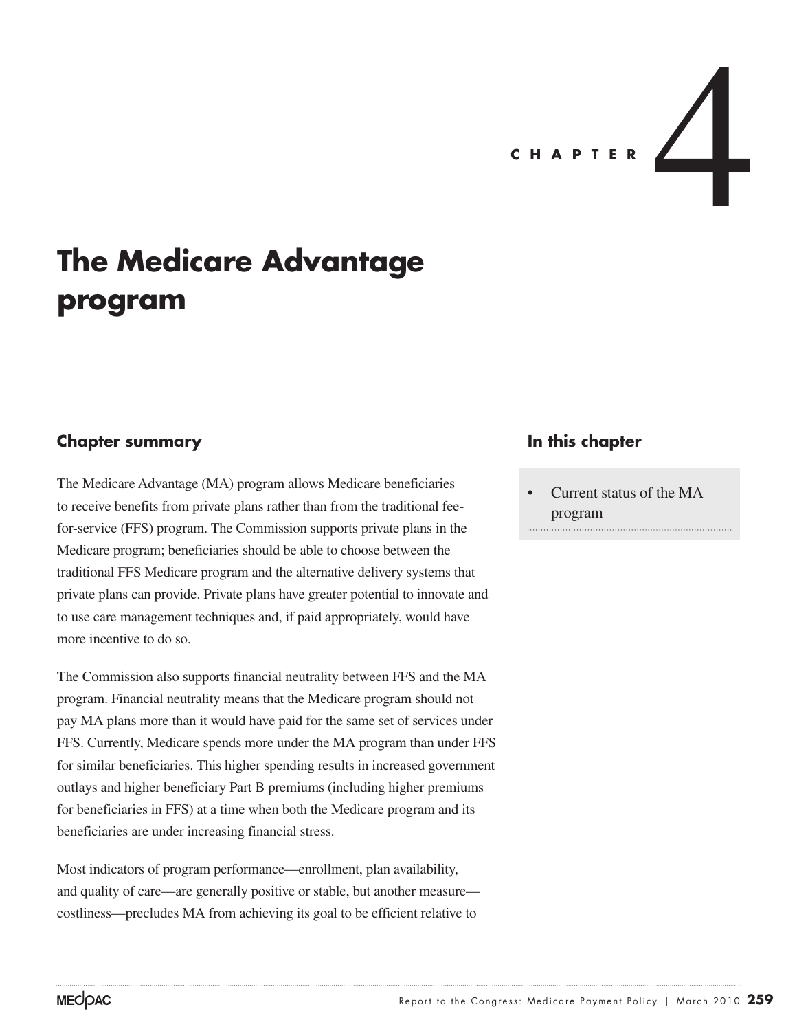CHAPTER 4

# The Medicare Advantage program

## Chapter summary

The Medicare Advantage (MA) program allows Medicare beneficiaries to receive benefits from private plans rather than from the traditional fee-for-service (FFS) program. The Commission supports private plans in the Medicare program; beneficiaries should be able to choose between the traditional FFS Medicare program and the alternative delivery systems that private plans can provide. Private plans have greater potential to innovate and to use care management techniques and, if paid appropriately, would have more incentive to do so.

The Commission also supports financial neutrality between FFS and the MA program. Financial neutrality means that the Medicare program should not pay MA plans more than it would have paid for the same set of services under FFS. Currently, Medicare spends more under the MA program than under FFS for similar beneficiaries. This higher spending results in increased government outlays and higher beneficiary Part B premiums (including higher premiums for beneficiaries in FFS) at a time when both the Medicare program and its beneficiaries are under increasing financial stress.

Most indicators of program performance—enrollment, plan availability, and quality of care—are generally positive or stable, but another measure—costliness—precludes MA from achieving its goal to be efficient relative to

## In this chapter

- Current status of the MA program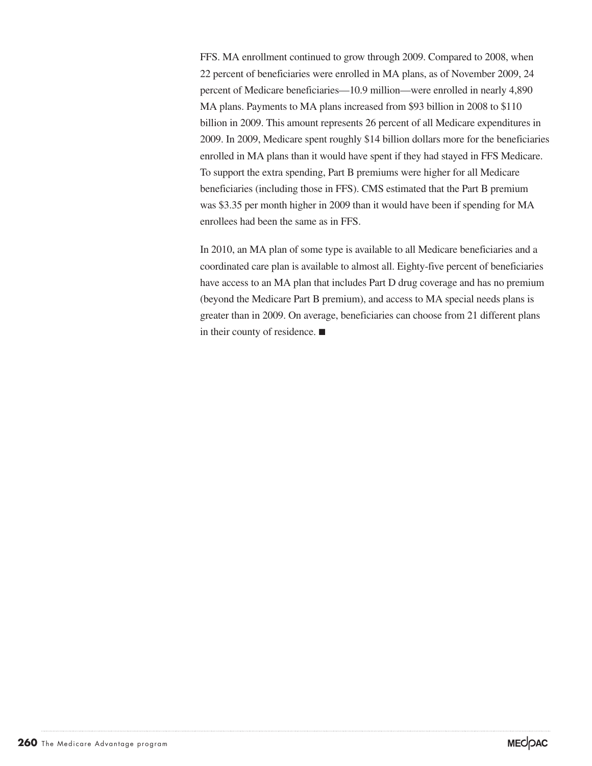FFS. MA enrollment continued to grow through 2009. Compared to 2008, when 22 percent of beneficiaries were enrolled in MA plans, as of November 2009, 24 percent of Medicare beneficiaries—10.9 million—were enrolled in nearly 4,890 MA plans. Payments to MA plans increased from $93 billion in 2008 to $110 billion in 2009. This amount represents 26 percent of all Medicare expenditures in 2009. In 2009, Medicare spent roughly $14 billion dollars more for the beneficiaries enrolled in MA plans than it would have spent if they had stayed in FFS Medicare. To support the extra spending, Part B premiums were higher for all Medicare beneficiaries (including those in FFS). CMS estimated that the Part B premium was $3.35 per month higher in 2009 than it would have been if spending for MA enrollees had been the same as in FFS.

In 2010, an MA plan of some type is available to all Medicare beneficiaries and a coordinated care plan is available to almost all. Eighty-five percent of beneficiaries have access to an MA plan that includes Part D drug coverage and has no premium (beyond the Medicare Part B premium), and access to MA special needs plans is greater than in 2009. On average, beneficiaries can choose from 21 different plans in their county of residence. ■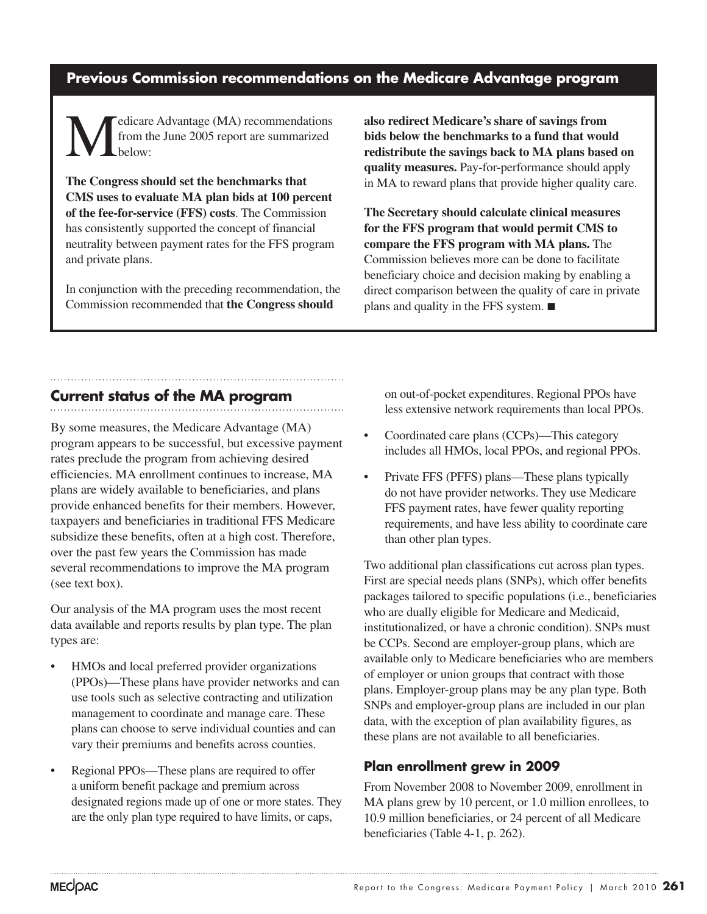### Previous Commission recommendations on the Medicare Advantage program

Medicare Advantage (MA) recommendations from the June 2005 report are summarized below:

**The Congress should set the benchmarks that CMS uses to evaluate MA plan bids at 100 percent of the fee-for-service (FFS) costs**. The Commission has consistently supported the concept of financial neutrality between payment rates for the FFS program and private plans.

In conjunction with the preceding recommendation, the Commission recommended that **the Congress should also redirect Medicare's share of savings from bids below the benchmarks to a fund that would redistribute the savings back to MA plans based on quality measures.** Pay-for-performance should apply in MA to reward plans that provide higher quality care.

**The Secretary should calculate clinical measures for the FFS program that would permit CMS to compare the FFS program with MA plans.** The Commission believes more can be done to facilitate beneficiary choice and decision making by enabling a direct comparison between the quality of care in private plans and quality in the FFS system. ■

## Current status of the MA program

By some measures, the Medicare Advantage (MA) program appears to be successful, but excessive payment rates preclude the program from achieving desired efficiencies. MA enrollment continues to increase, MA plans are widely available to beneficiaries, and plans provide enhanced benefits for their members. However, taxpayers and beneficiaries in traditional FFS Medicare subsidize these benefits, often at a high cost. Therefore, over the past few years the Commission has made several recommendations to improve the MA program (see text box).

Our analysis of the MA program uses the most recent data available and reports results by plan type. The plan types are:

- HMOs and local preferred provider organizations (PPOs)—These plans have provider networks and can use tools such as selective contracting and utilization management to coordinate and manage care. These plans can choose to serve individual counties and can vary their premiums and benefits across counties.
- Regional PPOs—These plans are required to offer a uniform benefit package and premium across designated regions made up of one or more states. They are the only plan type required to have limits, or caps, on out-of-pocket expenditures. Regional PPOs have less extensive network requirements than local PPOs.
- Coordinated care plans (CCPs)—This category includes all HMOs, local PPOs, and regional PPOs.
- Private FFS (PFFS) plans—These plans typically do not have provider networks. They use Medicare FFS payment rates, have fewer quality reporting requirements, and have less ability to coordinate care than other plan types.

Two additional plan classifications cut across plan types. First are special needs plans (SNPs), which offer benefits packages tailored to specific populations (i.e., beneficiaries who are dually eligible for Medicare and Medicaid, institutionalized, or have a chronic condition). SNPs must be CCPs. Second are employer-group plans, which are available only to Medicare beneficiaries who are members of employer or union groups that contract with those plans. Employer-group plans may be any plan type. Both SNPs and employer-group plans are included in our plan data, with the exception of plan availability figures, as these plans are not available to all beneficiaries.

### Plan enrollment grew in 2009

From November 2008 to November 2009, enrollment in MA plans grew by 10 percent, or 1.0 million enrollees, to 10.9 million beneficiaries, or 24 percent of all Medicare beneficiaries (Table 4-1, p. 262).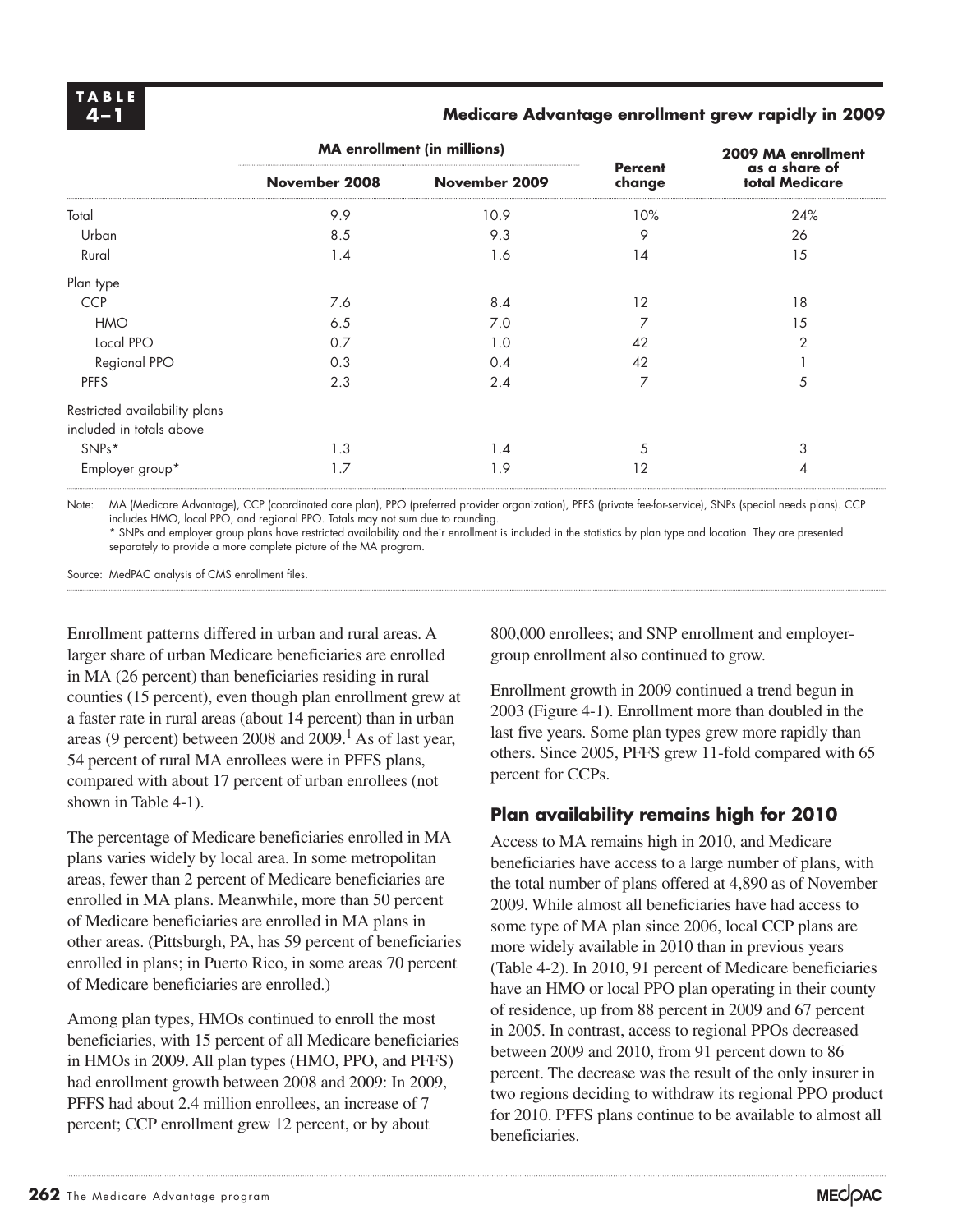**TABLE 4–1**

**Medicare Advantage enrollment grew rapidly in 2009**

| | MA enrollment (in millions) | | Percent change | 2009 MA enrollment as a share of total Medicare |
|---|---|---|---|---|
| | November 2008 | November 2009 | | |
| Total | 9.9 | 10.9 | 10% | 24% |
| Urban | 8.5 | 9.3 | 9 | 26 |
| Rural | 1.4 | 1.6 | 14 | 15 |
| Plan type | | | | |
| CCP | 7.6 | 8.4 | 12 | 18 |
| HMO | 6.5 | 7.0 | 7 | 15 |
| Local PPO | 0.7 | 1.0 | 42 | 2 |
| Regional PPO | 0.3 | 0.4 | 42 | 1 |
| PFFS | 2.3 | 2.4 | 7 | 5 |
| Restricted availability plans included in totals above | | | | |
| SNPs* | 1.3 | 1.4 | 5 | 3 |
| Employer group* | 1.7 | 1.9 | 12 | 4 |

Note: MA (Medicare Advantage), CCP (coordinated care plan), PPO (preferred provider organization), PFFS (private fee-for-service), SNPs (special needs plans). CCP includes HMO, local PPO, and regional PPO. Totals may not sum due to rounding.
* SNPs and employer group plans have restricted availability and their enrollment is included in the statistics by plan type and location. They are presented separately to provide a more complete picture of the MA program.

Source: MedPAC analysis of CMS enrollment files.

Enrollment patterns differed in urban and rural areas. A larger share of urban Medicare beneficiaries are enrolled in MA (26 percent) than beneficiaries residing in rural counties (15 percent), even though plan enrollment grew at a faster rate in rural areas (about 14 percent) than in urban areas (9 percent) between 2008 and 2009.[1] As of last year, 54 percent of rural MA enrollees were in PFFS plans, compared with about 17 percent of urban enrollees (not shown in Table 4-1).

The percentage of Medicare beneficiaries enrolled in MA plans varies widely by local area. In some metropolitan areas, fewer than 2 percent of Medicare beneficiaries are enrolled in MA plans. Meanwhile, more than 50 percent of Medicare beneficiaries are enrolled in MA plans in other areas. (Pittsburgh, PA, has 59 percent of beneficiaries enrolled in plans; in Puerto Rico, in some areas 70 percent of Medicare beneficiaries are enrolled.)

Among plan types, HMOs continued to enroll the most beneficiaries, with 15 percent of all Medicare beneficiaries in HMOs in 2009. All plan types (HMO, PPO, and PFFS) had enrollment growth between 2008 and 2009: In 2009, PFFS had about 2.4 million enrollees, an increase of 7 percent; CCP enrollment grew 12 percent, or by about 800,000 enrollees; and SNP enrollment and employer-group enrollment also continued to grow.

Enrollment growth in 2009 continued a trend begun in 2003 (Figure 4-1). Enrollment more than doubled in the last five years. Some plan types grew more rapidly than others. Since 2005, PFFS grew 11-fold compared with 65 percent for CCPs.

### Plan availability remains high for 2010

Access to MA remains high in 2010, and Medicare beneficiaries have access to a large number of plans, with the total number of plans offered at 4,890 as of November 2009. While almost all beneficiaries have had access to some type of MA plan since 2006, local CCP plans are more widely available in 2010 than in previous years (Table 4-2). In 2010, 91 percent of Medicare beneficiaries have an HMO or local PPO plan operating in their county of residence, up from 88 percent in 2009 and 67 percent in 2005. In contrast, access to regional PPOs decreased between 2009 and 2010, from 91 percent down to 86 percent. The decrease was the result of the only insurer in two regions deciding to withdraw its regional PPO product for 2010. PFFS plans continue to be available to almost all beneficiaries.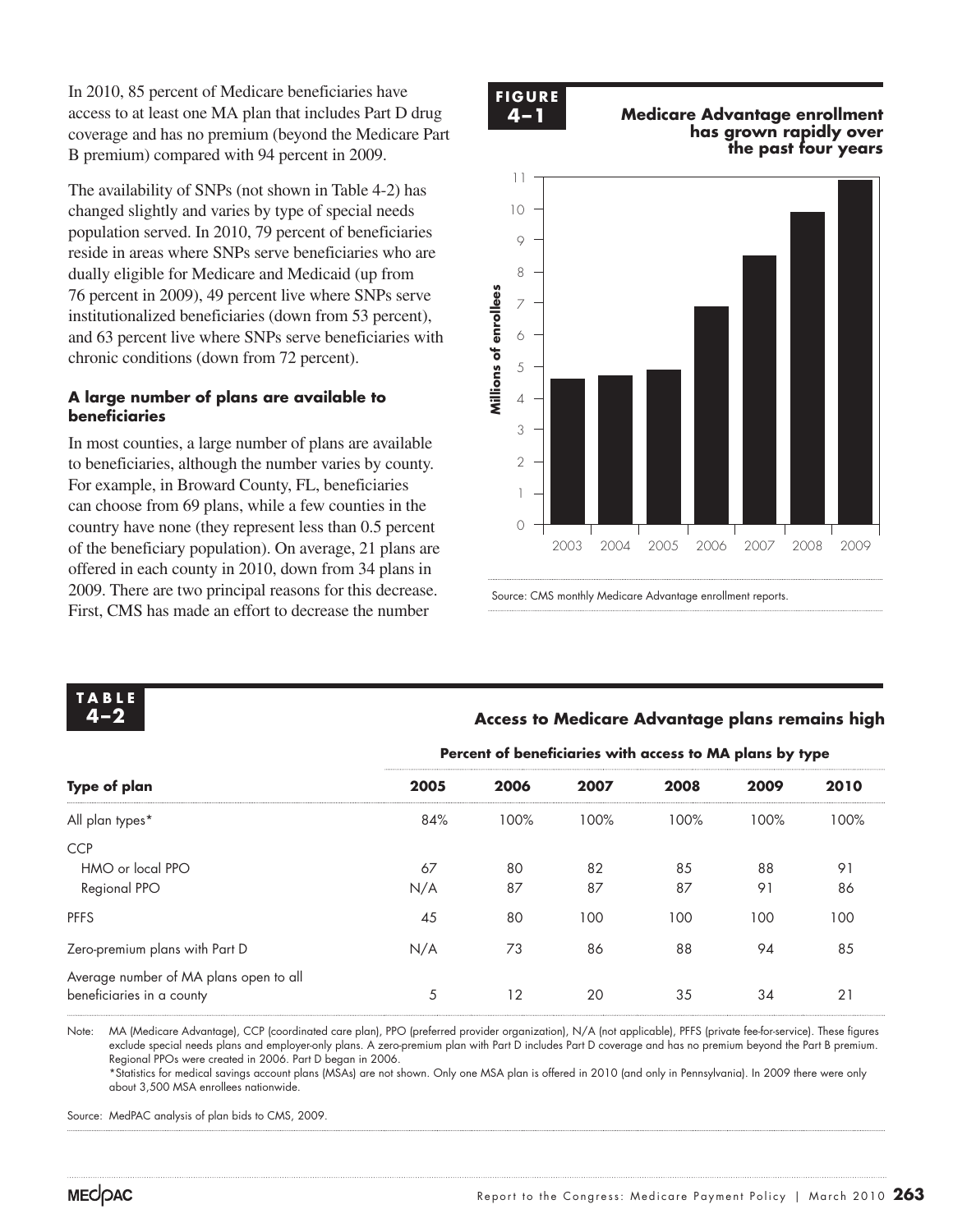In 2010, 85 percent of Medicare beneficiaries have access to at least one MA plan that includes Part D drug coverage and has no premium (beyond the Medicare Part B premium) compared with 94 percent in 2009.

The availability of SNPs (not shown in Table 4-2) has changed slightly and varies by type of special needs population served. In 2010, 79 percent of beneficiaries reside in areas where SNPs serve beneficiaries who are dually eligible for Medicare and Medicaid (up from 76 percent in 2009), 49 percent live where SNPs serve institutionalized beneficiaries (down from 53 percent), and 63 percent live where SNPs serve beneficiaries with chronic conditions (down from 72 percent).

### A large number of plans are available to beneficiaries

In most counties, a large number of plans are available to beneficiaries, although the number varies by county. For example, in Broward County, FL, beneficiaries can choose from 69 plans, while a few counties in the country have none (they represent less than 0.5 percent of the beneficiary population). On average, 21 plans are offered in each county in 2010, down from 34 plans in 2009. There are two principal reasons for this decrease. First, CMS has made an effort to decrease the number

**FIGURE 4–1**

**Medicare Advantage enrollment has grown rapidly over the past four years**

Source: CMS monthly Medicare Advantage enrollment reports.

**TABLE 4–2**

**Access to Medicare Advantage plans remains high**

| | Percent of beneficiaries with access to MA plans by type | | | | | |
|---|---|---|---|---|---|---|
| **Type of plan** | **2005** | **2006** | **2007** | **2008** | **2009** | **2010** |
| All plan types* | 84% | 100% | 100% | 100% | 100% | 100% |
| CCP | | | | | | |
| HMO or local PPO | 67 | 80 | 82 | 85 | 88 | 91 |
| Regional PPO | N/A | 87 | 87 | 87 | 91 | 86 |
| PFFS | 45 | 80 | 100 | 100 | 100 | 100 |
| Zero-premium plans with Part D | N/A | 73 | 86 | 88 | 94 | 85 |
| Average number of MA plans open to all beneficiaries in a county | 5 | 12 | 20 | 35 | 34 | 21 |

Note: MA (Medicare Advantage), CCP (coordinated care plan), PPO (preferred provider organization), N/A (not applicable), PFFS (private fee-for-service). These figures exclude special needs plans and employer-only plans. A zero-premium plan with Part D includes Part D coverage and has no premium beyond the Part B premium. Regional PPOs were created in 2006. Part D began in 2006.
*Statistics for medical savings account plans (MSAs) are not shown. Only one MSA plan is offered in 2010 (and only in Pennsylvania). In 2009 there were only about 3,500 MSA enrollees nationwide.

Source: MedPAC analysis of plan bids to CMS, 2009.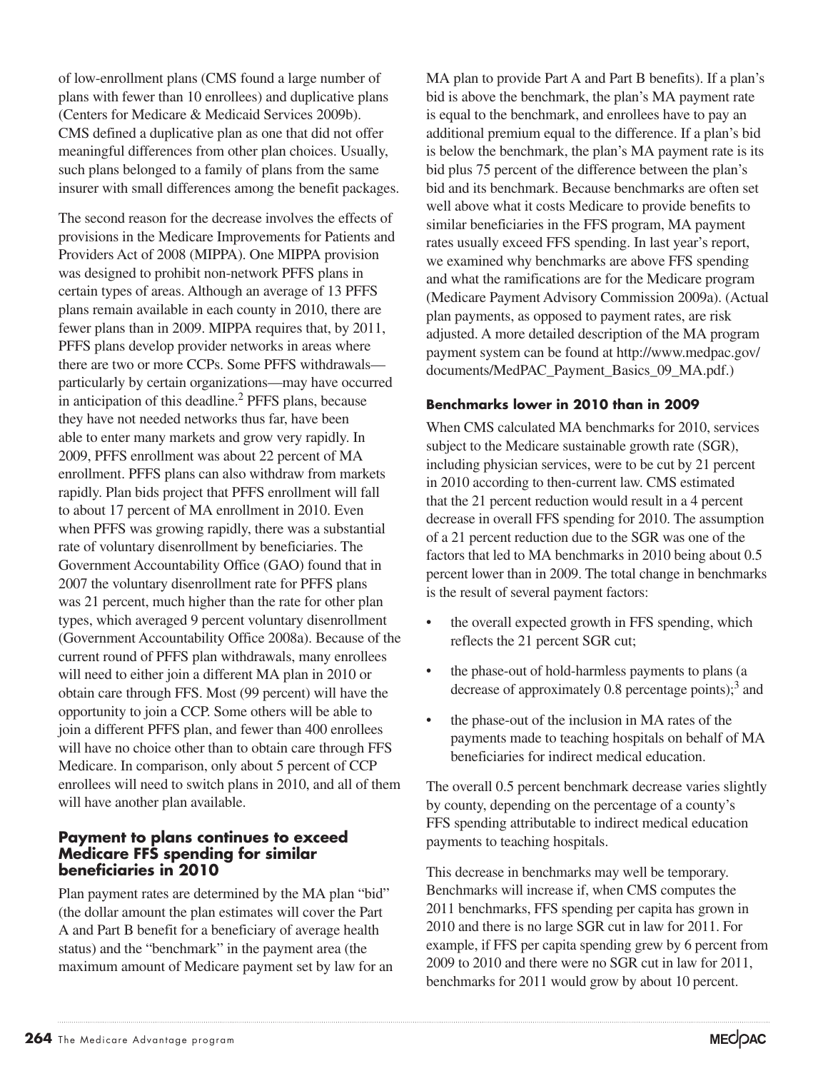of low-enrollment plans (CMS found a large number of plans with fewer than 10 enrollees) and duplicative plans (Centers for Medicare & Medicaid Services 2009b). CMS defined a duplicative plan as one that did not offer meaningful differences from other plan choices. Usually, such plans belonged to a family of plans from the same insurer with small differences among the benefit packages.

The second reason for the decrease involves the effects of provisions in the Medicare Improvements for Patients and Providers Act of 2008 (MIPPA). One MIPPA provision was designed to prohibit non-network PFFS plans in certain types of areas. Although an average of 13 PFFS plans remain available in each county in 2010, there are fewer plans than in 2009. MIPPA requires that, by 2011, PFFS plans develop provider networks in areas where there are two or more CCPs. Some PFFS withdrawals—particularly by certain organizations—may have occurred in anticipation of this deadline.[2] PFFS plans, because they have not needed networks thus far, have been able to enter many markets and grow very rapidly. In 2009, PFFS enrollment was about 22 percent of MA enrollment. PFFS plans can also withdraw from markets rapidly. Plan bids project that PFFS enrollment will fall to about 17 percent of MA enrollment in 2010. Even when PFFS was growing rapidly, there was a substantial rate of voluntary disenrollment by beneficiaries. The Government Accountability Office (GAO) found that in 2007 the voluntary disenrollment rate for PFFS plans was 21 percent, much higher than the rate for other plan types, which averaged 9 percent voluntary disenrollment (Government Accountability Office 2008a). Because of the current round of PFFS plan withdrawals, many enrollees will need to either join a different MA plan in 2010 or obtain care through FFS. Most (99 percent) will have the opportunity to join a CCP. Some others will be able to join a different PFFS plan, and fewer than 400 enrollees will have no choice other than to obtain care through FFS Medicare. In comparison, only about 5 percent of CCP enrollees will need to switch plans in 2010, and all of them will have another plan available.

## Payment to plans continues to exceed Medicare FFS spending for similar beneficiaries in 2010

Plan payment rates are determined by the MA plan "bid" (the dollar amount the plan estimates will cover the Part A and Part B benefit for a beneficiary of average health status) and the "benchmark" in the payment area (the maximum amount of Medicare payment set by law for an MA plan to provide Part A and Part B benefits). If a plan's bid is above the benchmark, the plan's MA payment rate is equal to the benchmark, and enrollees have to pay an additional premium equal to the difference. If a plan's bid is below the benchmark, the plan's MA payment rate is its bid plus 75 percent of the difference between the plan's bid and its benchmark. Because benchmarks are often set well above what it costs Medicare to provide benefits to similar beneficiaries in the FFS program, MA payment rates usually exceed FFS spending. In last year's report, we examined why benchmarks are above FFS spending and what the ramifications are for the Medicare program (Medicare Payment Advisory Commission 2009a). (Actual plan payments, as opposed to payment rates, are risk adjusted. A more detailed description of the MA program payment system can be found at http://www.medpac.gov/documents/MedPAC_Payment_Basics_09_MA.pdf.)

### Benchmarks lower in 2010 than in 2009

When CMS calculated MA benchmarks for 2010, services subject to the Medicare sustainable growth rate (SGR), including physician services, were to be cut by 21 percent in 2010 according to then-current law. CMS estimated that the 21 percent reduction would result in a 4 percent decrease in overall FFS spending for 2010. The assumption of a 21 percent reduction due to the SGR was one of the factors that led to MA benchmarks in 2010 being about 0.5 percent lower than in 2009. The total change in benchmarks is the result of several payment factors:

- the overall expected growth in FFS spending, which reflects the 21 percent SGR cut;
- the phase-out of hold-harmless payments to plans (a decrease of approximately 0.8 percentage points);[3] and
- the phase-out of the inclusion in MA rates of the payments made to teaching hospitals on behalf of MA beneficiaries for indirect medical education.

The overall 0.5 percent benchmark decrease varies slightly by county, depending on the percentage of a county's FFS spending attributable to indirect medical education payments to teaching hospitals.

This decrease in benchmarks may well be temporary. Benchmarks will increase if, when CMS computes the 2011 benchmarks, FFS spending per capita has grown in 2010 and there is no large SGR cut in law for 2011. For example, if FFS per capita spending grew by 6 percent from 2009 to 2010 and there were no SGR cut in law for 2011, benchmarks for 2011 would grow by about 10 percent.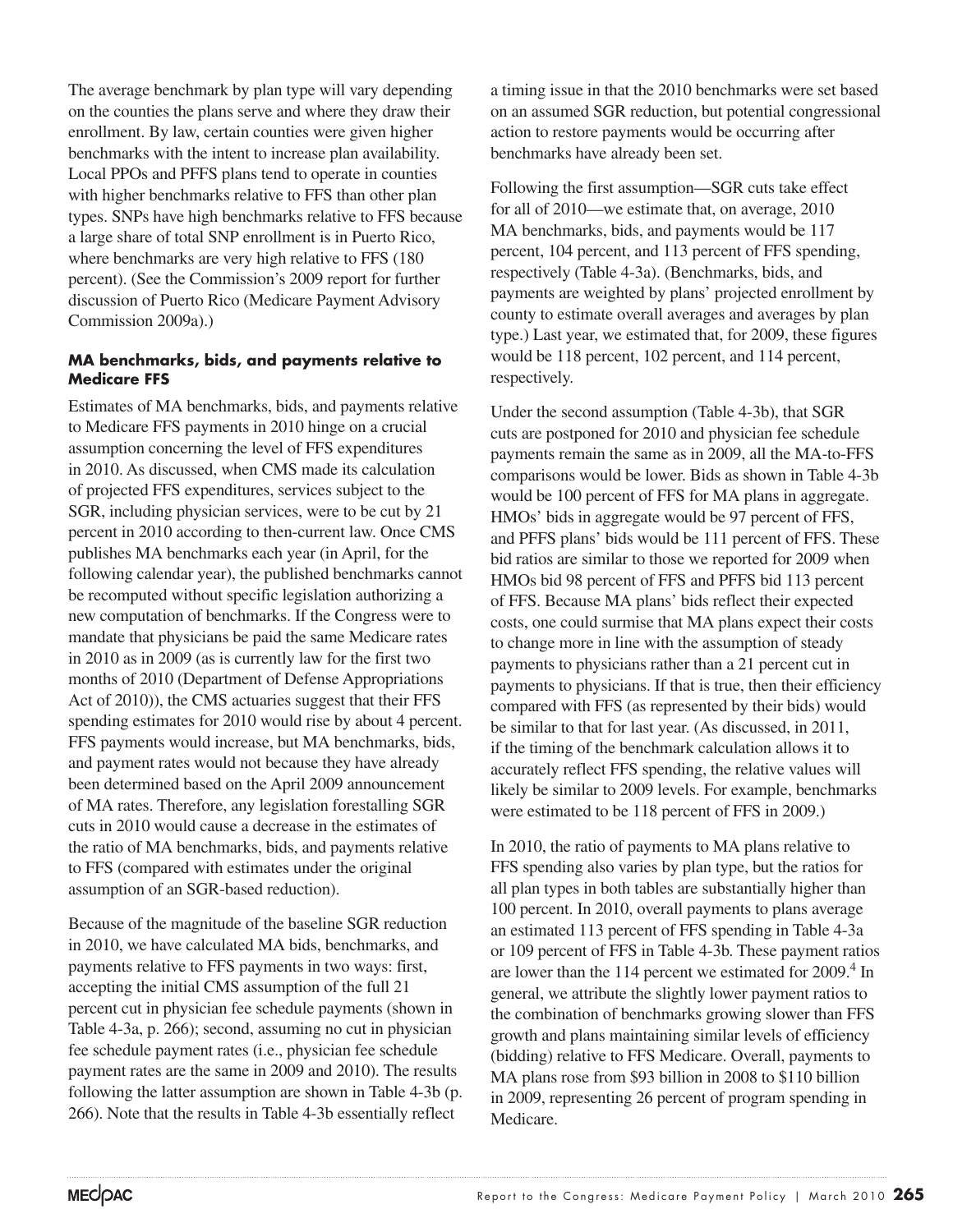The average benchmark by plan type will vary depending on the counties the plans serve and where they draw their enrollment. By law, certain counties were given higher benchmarks with the intent to increase plan availability. Local PPOs and PFFS plans tend to operate in counties with higher benchmarks relative to FFS than other plan types. SNPs have high benchmarks relative to FFS because a large share of total SNP enrollment is in Puerto Rico, where benchmarks are very high relative to FFS (180 percent). (See the Commission's 2009 report for further discussion of Puerto Rico (Medicare Payment Advisory Commission 2009a).)

### MA benchmarks, bids, and payments relative to Medicare FFS

Estimates of MA benchmarks, bids, and payments relative to Medicare FFS payments in 2010 hinge on a crucial assumption concerning the level of FFS expenditures in 2010. As discussed, when CMS made its calculation of projected FFS expenditures, services subject to the SGR, including physician services, were to be cut by 21 percent in 2010 according to then-current law. Once CMS publishes MA benchmarks each year (in April, for the following calendar year), the published benchmarks cannot be recomputed without specific legislation authorizing a new computation of benchmarks. If the Congress were to mandate that physicians be paid the same Medicare rates in 2010 as in 2009 (as is currently law for the first two months of 2010 (Department of Defense Appropriations Act of 2010)), the CMS actuaries suggest that their FFS spending estimates for 2010 would rise by about 4 percent. FFS payments would increase, but MA benchmarks, bids, and payment rates would not because they have already been determined based on the April 2009 announcement of MA rates. Therefore, any legislation forestalling SGR cuts in 2010 would cause a decrease in the estimates of the ratio of MA benchmarks, bids, and payments relative to FFS (compared with estimates under the original assumption of an SGR-based reduction).

Because of the magnitude of the baseline SGR reduction in 2010, we have calculated MA bids, benchmarks, and payments relative to FFS payments in two ways: first, accepting the initial CMS assumption of the full 21 percent cut in physician fee schedule payments (shown in Table 4-3a, p. 266); second, assuming no cut in physician fee schedule payment rates (i.e., physician fee schedule payment rates are the same in 2009 and 2010). The results following the latter assumption are shown in Table 4-3b (p. 266). Note that the results in Table 4-3b essentially reflect a timing issue in that the 2010 benchmarks were set based on an assumed SGR reduction, but potential congressional action to restore payments would be occurring after benchmarks have already been set.

Following the first assumption—SGR cuts take effect for all of 2010—we estimate that, on average, 2010 MA benchmarks, bids, and payments would be 117 percent, 104 percent, and 113 percent of FFS spending, respectively (Table 4-3a). (Benchmarks, bids, and payments are weighted by plans' projected enrollment by county to estimate overall averages and averages by plan type.) Last year, we estimated that, for 2009, these figures would be 118 percent, 102 percent, and 114 percent, respectively.

Under the second assumption (Table 4-3b), that SGR cuts are postponed for 2010 and physician fee schedule payments remain the same as in 2009, all the MA-to-FFS comparisons would be lower. Bids as shown in Table 4-3b would be 100 percent of FFS for MA plans in aggregate. HMOs' bids in aggregate would be 97 percent of FFS, and PFFS plans' bids would be 111 percent of FFS. These bid ratios are similar to those we reported for 2009 when HMOs bid 98 percent of FFS and PFFS bid 113 percent of FFS. Because MA plans' bids reflect their expected costs, one could surmise that MA plans expect their costs to change more in line with the assumption of steady payments to physicians rather than a 21 percent cut in payments to physicians. If that is true, then their efficiency compared with FFS (as represented by their bids) would be similar to that for last year. (As discussed, in 2011, if the timing of the benchmark calculation allows it to accurately reflect FFS spending, the relative values will likely be similar to 2009 levels. For example, benchmarks were estimated to be 118 percent of FFS in 2009.)

In 2010, the ratio of payments to MA plans relative to FFS spending also varies by plan type, but the ratios for all plan types in both tables are substantially higher than 100 percent. In 2010, overall payments to plans average an estimated 113 percent of FFS spending in Table 4-3a or 109 percent of FFS in Table 4-3b. These payment ratios are lower than the 114 percent we estimated for 2009.[4] In general, we attribute the slightly lower payment ratios to the combination of benchmarks growing slower than FFS growth and plans maintaining similar levels of efficiency (bidding) relative to FFS Medicare. Overall, payments to MA plans rose from $93 billion in 2008 to $110 billion in 2009, representing 26 percent of program spending in Medicare.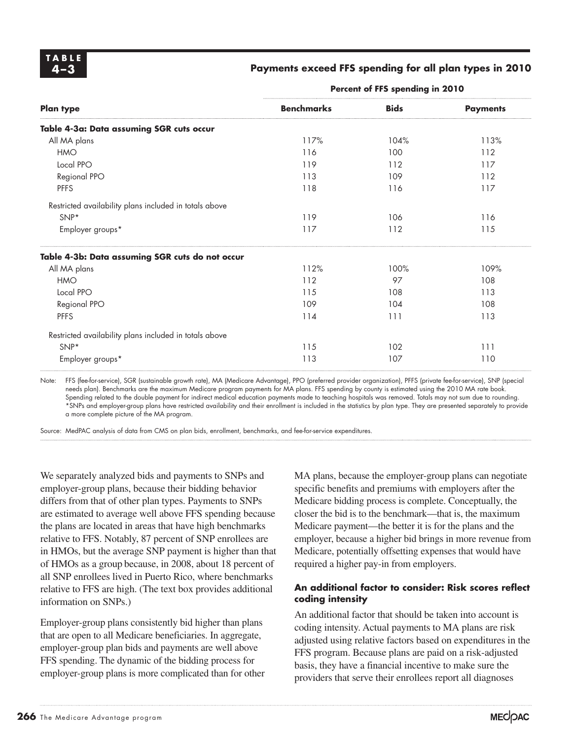**TABLE 4–3**

**Payments exceed FFS spending for all plan types in 2010**

| Plan type | Percent of FFS spending in 2010 | | |
|---|---|---|---|
| | **Benchmarks** | **Bids** | **Payments** |
| **Table 4-3a: Data assuming SGR cuts occur** | | | |
| All MA plans | 117% | 104% | 113% |
| HMO | 116 | 100 | 112 |
| Local PPO | 119 | 112 | 117 |
| Regional PPO | 113 | 109 | 112 |
| PFFS | 118 | 116 | 117 |
| Restricted availability plans included in totals above | | | |
| SNP* | 119 | 106 | 116 |
| Employer groups* | 117 | 112 | 115 |
| **Table 4-3b: Data assuming SGR cuts do not occur** | | | |
| All MA plans | 112% | 100% | 109% |
| HMO | 112 | 97 | 108 |
| Local PPO | 115 | 108 | 113 |
| Regional PPO | 109 | 104 | 108 |
| PFFS | 114 | 111 | 113 |
| Restricted availability plans included in totals above | | | |
| SNP* | 115 | 102 | 111 |
| Employer groups* | 113 | 107 | 110 |

Note: FFS (fee-for-service), SGR (sustainable growth rate), MA (Medicare Advantage), PPO (preferred provider organization), PFFS (private fee-for-service), SNP (special needs plan). Benchmarks are the maximum Medicare program payments for MA plans. FFS spending by county is estimated using the 2010 MA rate book. Spending related to the double payment for indirect medical education payments made to teaching hospitals was removed. Totals may not sum due to rounding.
*SNPs and employer-group plans have restricted availability and their enrollment is included in the statistics by plan type. They are presented separately to provide a more complete picture of the MA program.

Source: MedPAC analysis of data from CMS on plan bids, enrollment, benchmarks, and fee-for-service expenditures.

We separately analyzed bids and payments to SNPs and employer-group plans, because their bidding behavior differs from that of other plan types. Payments to SNPs are estimated to average well above FFS spending because the plans are located in areas that have high benchmarks relative to FFS. Notably, 87 percent of SNP enrollees are in HMOs, but the average SNP payment is higher than that of HMOs as a group because, in 2008, about 18 percent of all SNP enrollees lived in Puerto Rico, where benchmarks relative to FFS are high. (The text box provides additional information on SNPs.)

Employer-group plans consistently bid higher than plans that are open to all Medicare beneficiaries. In aggregate, employer-group plan bids and payments are well above FFS spending. The dynamic of the bidding process for employer-group plans is more complicated than for other MA plans, because the employer-group plans can negotiate specific benefits and premiums with employers after the Medicare bidding process is complete. Conceptually, the closer the bid is to the benchmark—that is, the maximum Medicare payment—the better it is for the plans and the employer, because a higher bid brings in more revenue from Medicare, potentially offsetting expenses that would have required a higher pay-in from employers.

### An additional factor to consider: Risk scores reflect coding intensity

An additional factor that should be taken into account is coding intensity. Actual payments to MA plans are risk adjusted using relative factors based on expenditures in the FFS program. Because plans are paid on a risk-adjusted basis, they have a financial incentive to make sure the providers that serve their enrollees report all diagnoses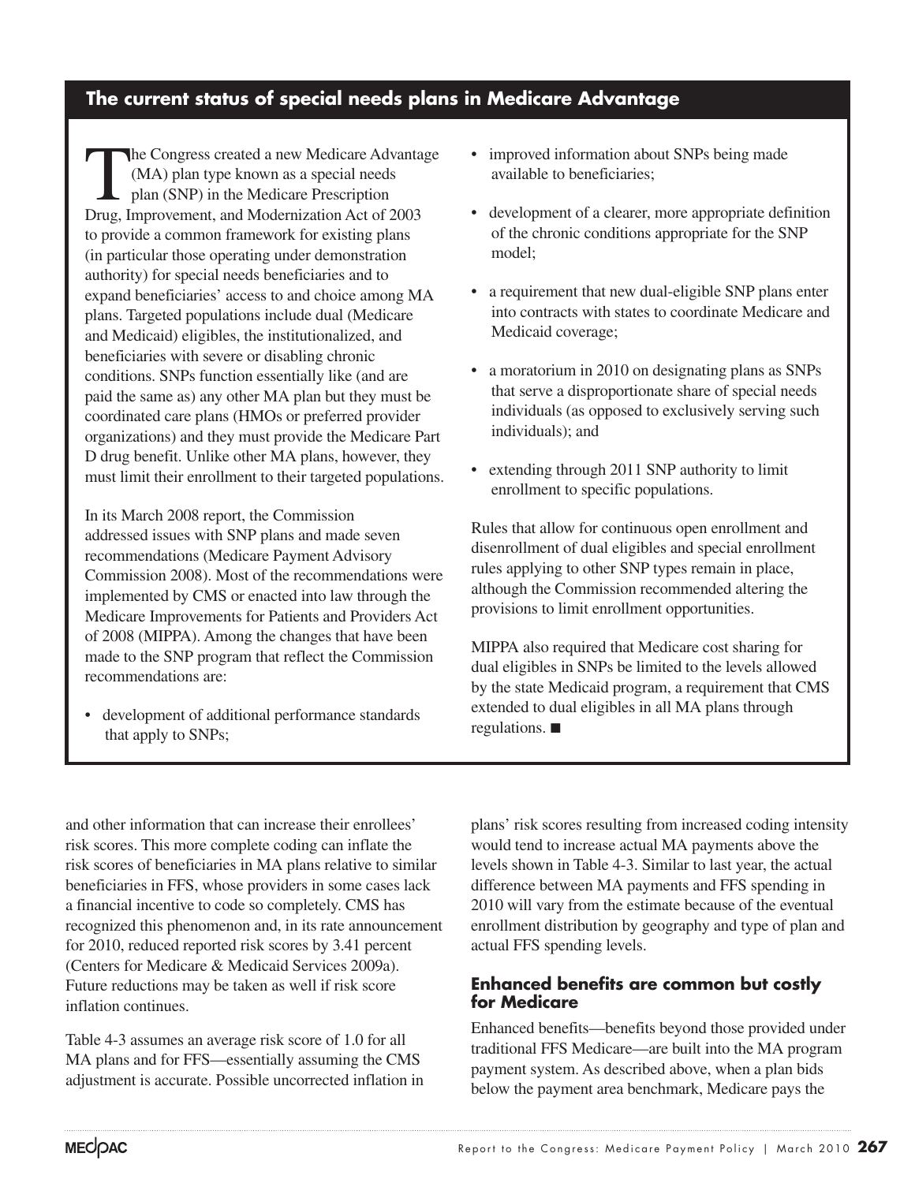## The current status of special needs plans in Medicare Advantage

The Congress created a new Medicare Advantage (MA) plan type known as a special needs plan (SNP) in the Medicare Prescription Drug, Improvement, and Modernization Act of 2003 to provide a common framework for existing plans (in particular those operating under demonstration authority) for special needs beneficiaries and to expand beneficiaries' access to and choice among MA plans. Targeted populations include dual (Medicare and Medicaid) eligibles, the institutionalized, and beneficiaries with severe or disabling chronic conditions. SNPs function essentially like (and are paid the same as) any other MA plan but they must be coordinated care plans (HMOs or preferred provider organizations) and they must provide the Medicare Part D drug benefit. Unlike other MA plans, however, they must limit their enrollment to their targeted populations.

In its March 2008 report, the Commission addressed issues with SNP plans and made seven recommendations (Medicare Payment Advisory Commission 2008). Most of the recommendations were implemented by CMS or enacted into law through the Medicare Improvements for Patients and Providers Act of 2008 (MIPPA). Among the changes that have been made to the SNP program that reflect the Commission recommendations are:

- development of additional performance standards that apply to SNPs;
- improved information about SNPs being made available to beneficiaries;
- development of a clearer, more appropriate definition of the chronic conditions appropriate for the SNP model;
- a requirement that new dual-eligible SNP plans enter into contracts with states to coordinate Medicare and Medicaid coverage;
- a moratorium in 2010 on designating plans as SNPs that serve a disproportionate share of special needs individuals (as opposed to exclusively serving such individuals); and
- extending through 2011 SNP authority to limit enrollment to specific populations.

Rules that allow for continuous open enrollment and disenrollment of dual eligibles and special enrollment rules applying to other SNP types remain in place, although the Commission recommended altering the provisions to limit enrollment opportunities.

MIPPA also required that Medicare cost sharing for dual eligibles in SNPs be limited to the levels allowed by the state Medicaid program, a requirement that CMS extended to dual eligibles in all MA plans through regulations. ■

and other information that can increase their enrollees' risk scores. This more complete coding can inflate the risk scores of beneficiaries in MA plans relative to similar beneficiaries in FFS, whose providers in some cases lack a financial incentive to code so completely. CMS has recognized this phenomenon and, in its rate announcement for 2010, reduced reported risk scores by 3.41 percent (Centers for Medicare & Medicaid Services 2009a). Future reductions may be taken as well if risk score inflation continues.

Table 4-3 assumes an average risk score of 1.0 for all MA plans and for FFS—essentially assuming the CMS adjustment is accurate. Possible uncorrected inflation in plans' risk scores resulting from increased coding intensity would tend to increase actual MA payments above the levels shown in Table 4-3. Similar to last year, the actual difference between MA payments and FFS spending in 2010 will vary from the estimate because of the eventual enrollment distribution by geography and type of plan and actual FFS spending levels.

### Enhanced benefits are common but costly for Medicare

Enhanced benefits—benefits beyond those provided under traditional FFS Medicare—are built into the MA program payment system. As described above, when a plan bids below the payment area benchmark, Medicare pays the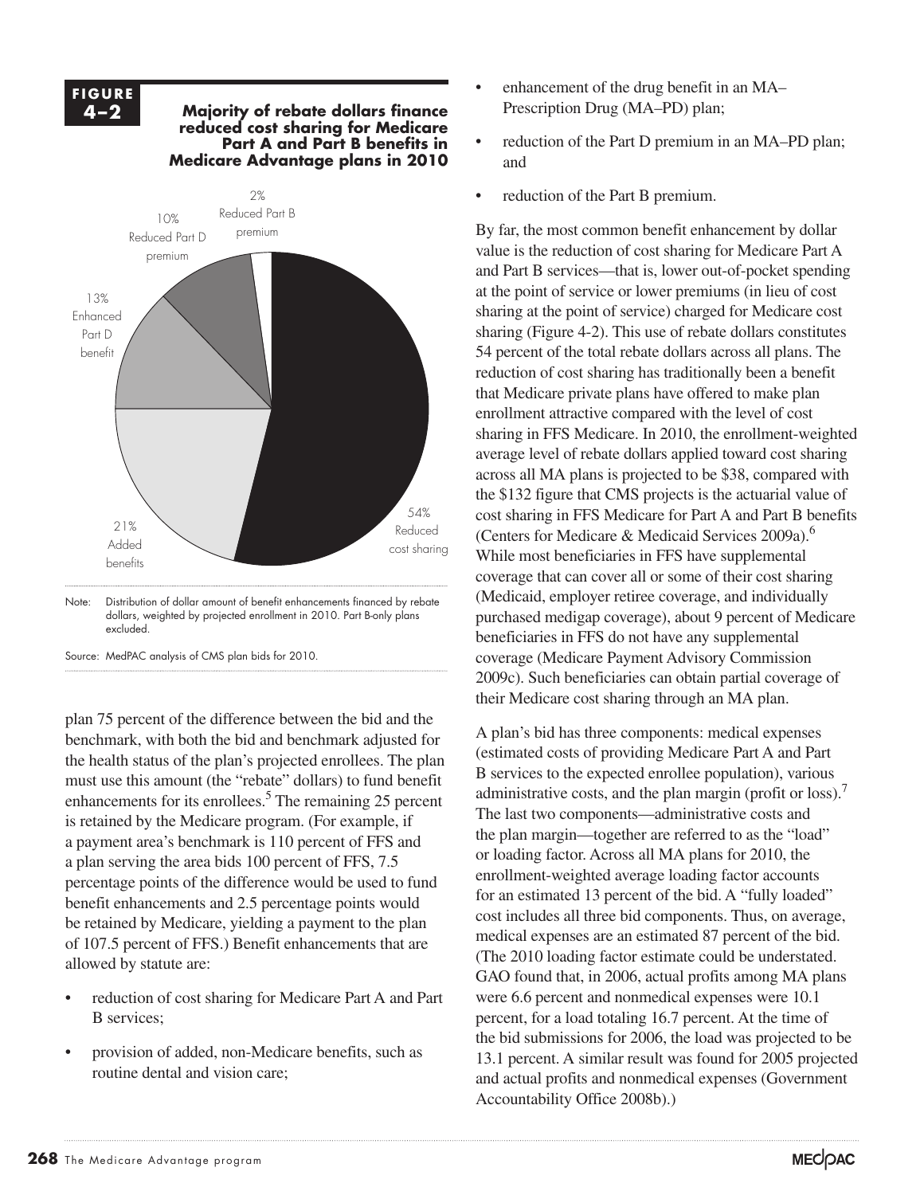**FIGURE 4–2**

**Majority of rebate dollars finance reduced cost sharing for Medicare Part A and Part B benefits in Medicare Advantage plans in 2010**

| Benefit enhancement | Share of rebate dollars |
| --- | --- |
| Reduced cost sharing | 54% |
| Added benefits | 21% |
| Enhanced Part D benefit | 13% |
| Reduced Part D premium | 10% |
| Reduced Part B premium | 2% |

Note: Distribution of dollar amount of benefit enhancements financed by rebate dollars, weighted by projected enrollment in 2010. Part B-only plans excluded.

Source: MedPAC analysis of CMS plan bids for 2010.

plan 75 percent of the difference between the bid and the benchmark, with both the bid and benchmark adjusted for the health status of the plan's projected enrollees. The plan must use this amount (the "rebate" dollars) to fund benefit enhancements for its enrollees.[5] The remaining 25 percent is retained by the Medicare program. (For example, if a payment area's benchmark is 110 percent of FFS and a plan serving the area bids 100 percent of FFS, 7.5 percentage points of the difference would be used to fund benefit enhancements and 2.5 percentage points would be retained by Medicare, yielding a payment to the plan of 107.5 percent of FFS.) Benefit enhancements that are allowed by statute are:

- reduction of cost sharing for Medicare Part A and Part B services;
- provision of added, non-Medicare benefits, such as routine dental and vision care;
- enhancement of the drug benefit in an MA–Prescription Drug (MA–PD) plan;
- reduction of the Part D premium in an MA–PD plan; and
- reduction of the Part B premium.

By far, the most common benefit enhancement by dollar value is the reduction of cost sharing for Medicare Part A and Part B services—that is, lower out-of-pocket spending at the point of service or lower premiums (in lieu of cost sharing at the point of service) charged for Medicare cost sharing (Figure 4-2). This use of rebate dollars constitutes 54 percent of the total rebate dollars across all plans. The reduction of cost sharing has traditionally been a benefit that Medicare private plans have offered to make plan enrollment attractive compared with the level of cost sharing in FFS Medicare. In 2010, the enrollment-weighted average level of rebate dollars applied toward cost sharing across all MA plans is projected to be \$38, compared with the \$132 figure that CMS projects is the actuarial value of cost sharing in FFS Medicare for Part A and Part B benefits (Centers for Medicare & Medicaid Services 2009a).[6] While most beneficiaries in FFS have supplemental coverage that can cover all or some of their cost sharing (Medicaid, employer retiree coverage, and individually purchased medigap coverage), about 9 percent of Medicare beneficiaries in FFS do not have any supplemental coverage (Medicare Payment Advisory Commission 2009c). Such beneficiaries can obtain partial coverage of their Medicare cost sharing through an MA plan.

A plan's bid has three components: medical expenses (estimated costs of providing Medicare Part A and Part B services to the expected enrollee population), various administrative costs, and the plan margin (profit or loss).[7] The last two components—administrative costs and the plan margin—together are referred to as the "load" or loading factor. Across all MA plans for 2010, the enrollment-weighted average loading factor accounts for an estimated 13 percent of the bid. A "fully loaded" cost includes all three bid components. Thus, on average, medical expenses are an estimated 87 percent of the bid. (The 2010 loading factor estimate could be understated. GAO found that, in 2006, actual profits among MA plans were 6.6 percent and nonmedical expenses were 10.1 percent, for a load totaling 16.7 percent. At the time of the bid submissions for 2006, the load was projected to be 13.1 percent. A similar result was found for 2005 projected and actual profits and nonmedical expenses (Government Accountability Office 2008b).)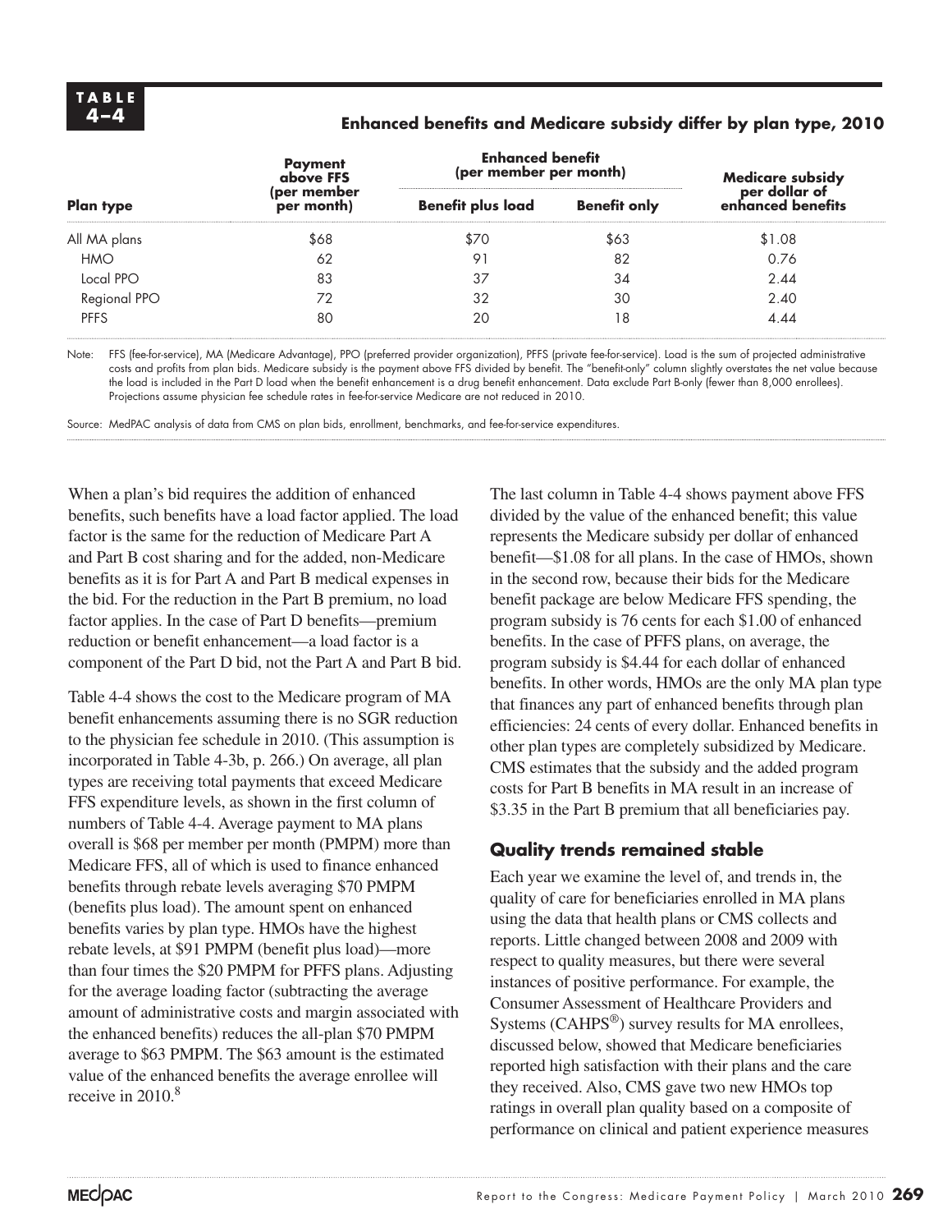**TABLE 4–4**

**Enhanced benefits and Medicare subsidy differ by plan type, 2010**

| Plan type | Payment above FFS (per member per month) | Enhanced benefit (per member per month) | | Medicare subsidy per dollar of enhanced benefits |
|---|---|---|---|---|
| | | Benefit plus load | Benefit only | |
| All MA plans | $68 | $70 | $63 | $1.08 |
| HMO | 62 | 91 | 82 | 0.76 |
| Local PPO | 83 | 37 | 34 | 2.44 |
| Regional PPO | 72 | 32 | 30 | 2.40 |
| PFFS | 80 | 20 | 18 | 4.44 |

Note: FFS (fee-for-service), MA (Medicare Advantage), PPO (preferred provider organization), PFFS (private fee-for-service). Load is the sum of projected administrative costs and profits from plan bids. Medicare subsidy is the payment above FFS divided by benefit. The "benefit-only" column slightly overstates the net value because the load is included in the Part D load when the benefit enhancement is a drug benefit enhancement. Data exclude Part B-only (fewer than 8,000 enrollees). Projections assume physician fee schedule rates in fee-for-service Medicare are not reduced in 2010.

Source: MedPAC analysis of data from CMS on plan bids, enrollment, benchmarks, and fee-for-service expenditures.

When a plan's bid requires the addition of enhanced benefits, such benefits have a load factor applied. The load factor is the same for the reduction of Medicare Part A and Part B cost sharing and for the added, non-Medicare benefits as it is for Part A and Part B medical expenses in the bid. For the reduction in the Part B premium, no load factor applies. In the case of Part D benefits—premium reduction or benefit enhancement—a load factor is a component of the Part D bid, not the Part A and Part B bid.

Table 4-4 shows the cost to the Medicare program of MA benefit enhancements assuming there is no SGR reduction to the physician fee schedule in 2010. (This assumption is incorporated in Table 4-3b, p. 266.) On average, all plan types are receiving total payments that exceed Medicare FFS expenditure levels, as shown in the first column of numbers of Table 4-4. Average payment to MA plans overall is $68 per member per month (PMPM) more than Medicare FFS, all of which is used to finance enhanced benefits through rebate levels averaging $70 PMPM (benefits plus load). The amount spent on enhanced benefits varies by plan type. HMOs have the highest rebate levels, at $91 PMPM (benefit plus load)—more than four times the $20 PMPM for PFFS plans. Adjusting for the average loading factor (subtracting the average amount of administrative costs and margin associated with the enhanced benefits) reduces the all-plan $70 PMPM average to $63 PMPM. The $63 amount is the estimated value of the enhanced benefits the average enrollee will receive in 2010.[8]

The last column in Table 4-4 shows payment above FFS divided by the value of the enhanced benefit; this value represents the Medicare subsidy per dollar of enhanced benefit—$1.08 for all plans. In the case of HMOs, shown in the second row, because their bids for the Medicare benefit package are below Medicare FFS spending, the program subsidy is 76 cents for each $1.00 of enhanced benefits. In the case of PFFS plans, on average, the program subsidy is $4.44 for each dollar of enhanced benefits. In other words, HMOs are the only MA plan type that finances any part of enhanced benefits through plan efficiencies: 24 cents of every dollar. Enhanced benefits in other plan types are completely subsidized by Medicare. CMS estimates that the subsidy and the added program costs for Part B benefits in MA result in an increase of $3.35 in the Part B premium that all beneficiaries pay.

## Quality trends remained stable

Each year we examine the level of, and trends in, the quality of care for beneficiaries enrolled in MA plans using the data that health plans or CMS collects and reports. Little changed between 2008 and 2009 with respect to quality measures, but there were several instances of positive performance. For example, the Consumer Assessment of Healthcare Providers and Systems (CAHPS®) survey results for MA enrollees, discussed below, showed that Medicare beneficiaries reported high satisfaction with their plans and the care they received. Also, CMS gave two new HMOs top ratings in overall plan quality based on a composite of performance on clinical and patient experience measures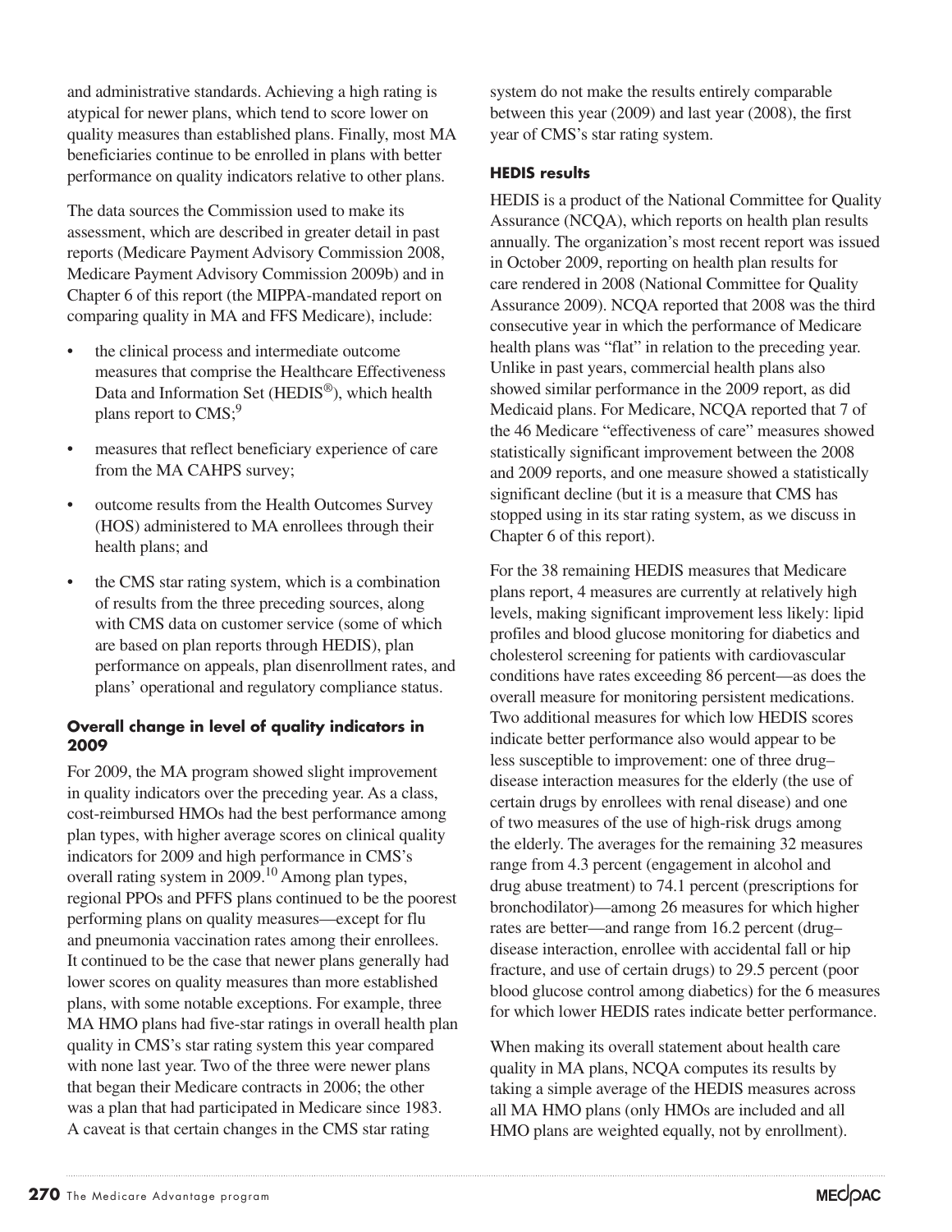and administrative standards. Achieving a high rating is atypical for newer plans, which tend to score lower on quality measures than established plans. Finally, most MA beneficiaries continue to be enrolled in plans with better performance on quality indicators relative to other plans.

The data sources the Commission used to make its assessment, which are described in greater detail in past reports (Medicare Payment Advisory Commission 2008, Medicare Payment Advisory Commission 2009b) and in Chapter 6 of this report (the MIPPA-mandated report on comparing quality in MA and FFS Medicare), include:

- the clinical process and intermediate outcome measures that comprise the Healthcare Effectiveness Data and Information Set (HEDIS®), which health plans report to CMS;[9]
- measures that reflect beneficiary experience of care from the MA CAHPS survey;
- outcome results from the Health Outcomes Survey (HOS) administered to MA enrollees through their health plans; and
- the CMS star rating system, which is a combination of results from the three preceding sources, along with CMS data on customer service (some of which are based on plan reports through HEDIS), plan performance on appeals, plan disenrollment rates, and plans' operational and regulatory compliance status.

#### Overall change in level of quality indicators in 2009

For 2009, the MA program showed slight improvement in quality indicators over the preceding year. As a class, cost-reimbursed HMOs had the best performance among plan types, with higher average scores on clinical quality indicators for 2009 and high performance in CMS's overall rating system in 2009.[10] Among plan types, regional PPOs and PFFS plans continued to be the poorest performing plans on quality measures—except for flu and pneumonia vaccination rates among their enrollees. It continued to be the case that newer plans generally had lower scores on quality measures than more established plans, with some notable exceptions. For example, three MA HMO plans had five-star ratings in overall health plan quality in CMS's star rating system this year compared with none last year. Two of the three were newer plans that began their Medicare contracts in 2006; the other was a plan that had participated in Medicare since 1983. A caveat is that certain changes in the CMS star rating system do not make the results entirely comparable between this year (2009) and last year (2008), the first year of CMS's star rating system.

#### HEDIS results

HEDIS is a product of the National Committee for Quality Assurance (NCQA), which reports on health plan results annually. The organization's most recent report was issued in October 2009, reporting on health plan results for care rendered in 2008 (National Committee for Quality Assurance 2009). NCQA reported that 2008 was the third consecutive year in which the performance of Medicare health plans was "flat" in relation to the preceding year. Unlike in past years, commercial health plans also showed similar performance in the 2009 report, as did Medicaid plans. For Medicare, NCQA reported that 7 of the 46 Medicare "effectiveness of care" measures showed statistically significant improvement between the 2008 and 2009 reports, and one measure showed a statistically significant decline (but it is a measure that CMS has stopped using in its star rating system, as we discuss in Chapter 6 of this report).

For the 38 remaining HEDIS measures that Medicare plans report, 4 measures are currently at relatively high levels, making significant improvement less likely: lipid profiles and blood glucose monitoring for diabetics and cholesterol screening for patients with cardiovascular conditions have rates exceeding 86 percent—as does the overall measure for monitoring persistent medications. Two additional measures for which low HEDIS scores indicate better performance also would appear to be less susceptible to improvement: one of three drug–disease interaction measures for the elderly (the use of certain drugs by enrollees with renal disease) and one of two measures of the use of high-risk drugs among the elderly. The averages for the remaining 32 measures range from 4.3 percent (engagement in alcohol and drug abuse treatment) to 74.1 percent (prescriptions for bronchodilator)—among 26 measures for which higher rates are better—and range from 16.2 percent (drug–disease interaction, enrollee with accidental fall or hip fracture, and use of certain drugs) to 29.5 percent (poor blood glucose control among diabetics) for the 6 measures for which lower HEDIS rates indicate better performance.

When making its overall statement about health care quality in MA plans, NCQA computes its results by taking a simple average of the HEDIS measures across all MA HMO plans (only HMOs are included and all HMO plans are weighted equally, not by enrollment).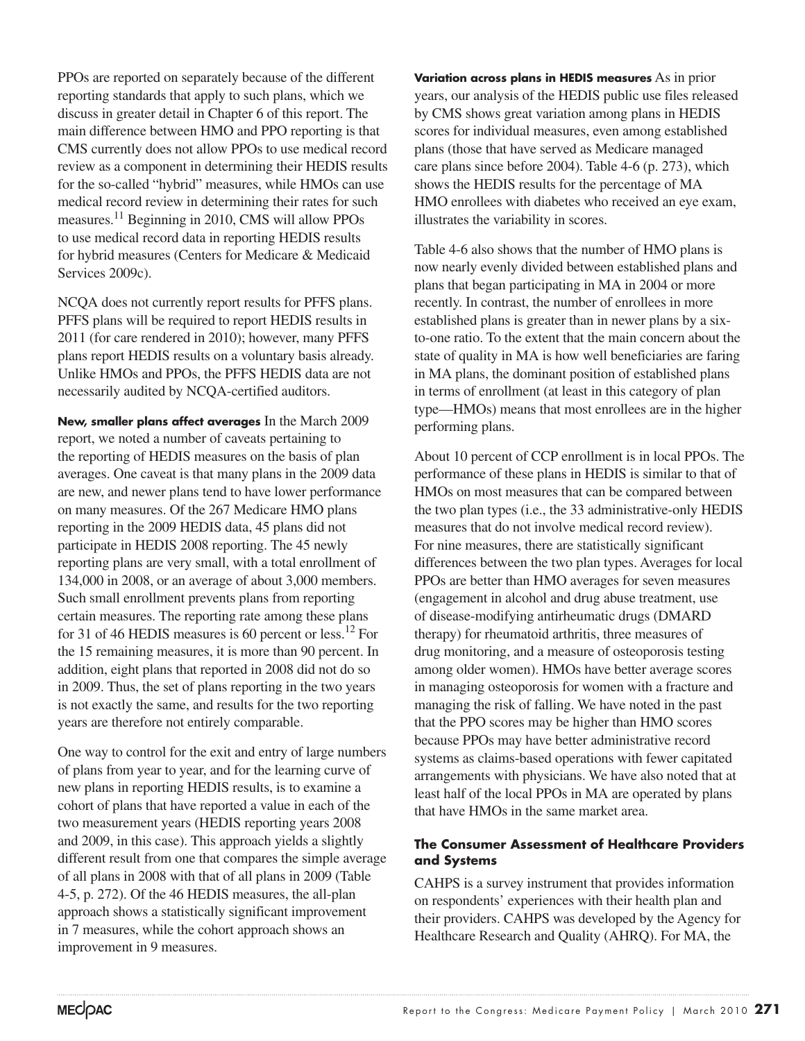PPOs are reported on separately because of the different reporting standards that apply to such plans, which we discuss in greater detail in Chapter 6 of this report. The main difference between HMO and PPO reporting is that CMS currently does not allow PPOs to use medical record review as a component in determining their HEDIS results for the so-called "hybrid" measures, while HMOs can use medical record review in determining their rates for such measures.[11] Beginning in 2010, CMS will allow PPOs to use medical record data in reporting HEDIS results for hybrid measures (Centers for Medicare & Medicaid Services 2009c).

NCQA does not currently report results for PFFS plans. PFFS plans will be required to report HEDIS results in 2011 (for care rendered in 2010); however, many PFFS plans report HEDIS results on a voluntary basis already. Unlike HMOs and PPOs, the PFFS HEDIS data are not necessarily audited by NCQA-certified auditors.

**New, smaller plans affect averages** In the March 2009 report, we noted a number of caveats pertaining to the reporting of HEDIS measures on the basis of plan averages. One caveat is that many plans in the 2009 data are new, and newer plans tend to have lower performance on many measures. Of the 267 Medicare HMO plans reporting in the 2009 HEDIS data, 45 plans did not participate in HEDIS 2008 reporting. The 45 newly reporting plans are very small, with a total enrollment of 134,000 in 2008, or an average of about 3,000 members. Such small enrollment prevents plans from reporting certain measures. The reporting rate among these plans for 31 of 46 HEDIS measures is 60 percent or less.[12] For the 15 remaining measures, it is more than 90 percent. In addition, eight plans that reported in 2008 did not do so in 2009. Thus, the set of plans reporting in the two years is not exactly the same, and results for the two reporting years are therefore not entirely comparable.

One way to control for the exit and entry of large numbers of plans from year to year, and for the learning curve of new plans in reporting HEDIS results, is to examine a cohort of plans that have reported a value in each of the two measurement years (HEDIS reporting years 2008 and 2009, in this case). This approach yields a slightly different result from one that compares the simple average of all plans in 2008 with that of all plans in 2009 (Table 4-5, p. 272). Of the 46 HEDIS measures, the all-plan approach shows a statistically significant improvement in 7 measures, while the cohort approach shows an improvement in 9 measures.

**Variation across plans in HEDIS measures** As in prior years, our analysis of the HEDIS public use files released by CMS shows great variation among plans in HEDIS scores for individual measures, even among established plans (those that have served as Medicare managed care plans since before 2004). Table 4-6 (p. 273), which shows the HEDIS results for the percentage of MA HMO enrollees with diabetes who received an eye exam, illustrates the variability in scores.

Table 4-6 also shows that the number of HMO plans is now nearly evenly divided between established plans and plans that began participating in MA in 2004 or more recently. In contrast, the number of enrollees in more established plans is greater than in newer plans by a six-to-one ratio. To the extent that the main concern about the state of quality in MA is how well beneficiaries are faring in MA plans, the dominant position of established plans in terms of enrollment (at least in this category of plan type—HMOs) means that most enrollees are in the higher performing plans.

About 10 percent of CCP enrollment is in local PPOs. The performance of these plans in HEDIS is similar to that of HMOs on most measures that can be compared between the two plan types (i.e., the 33 administrative-only HEDIS measures that do not involve medical record review). For nine measures, there are statistically significant differences between the two plan types. Averages for local PPOs are better than HMO averages for seven measures (engagement in alcohol and drug abuse treatment, use of disease-modifying antirheumatic drugs (DMARD therapy) for rheumatoid arthritis, three measures of drug monitoring, and a measure of osteoporosis testing among older women). HMOs have better average scores in managing osteoporosis for women with a fracture and managing the risk of falling. We have noted in the past that the PPO scores may be higher than HMO scores because PPOs may have better administrative record systems as claims-based operations with fewer capitated arrangements with physicians. We have also noted that at least half of the local PPOs in MA are operated by plans that have HMOs in the same market area.

### The Consumer Assessment of Healthcare Providers and Systems

CAHPS is a survey instrument that provides information on respondents' experiences with their health plan and their providers. CAHPS was developed by the Agency for Healthcare Research and Quality (AHRQ). For MA, the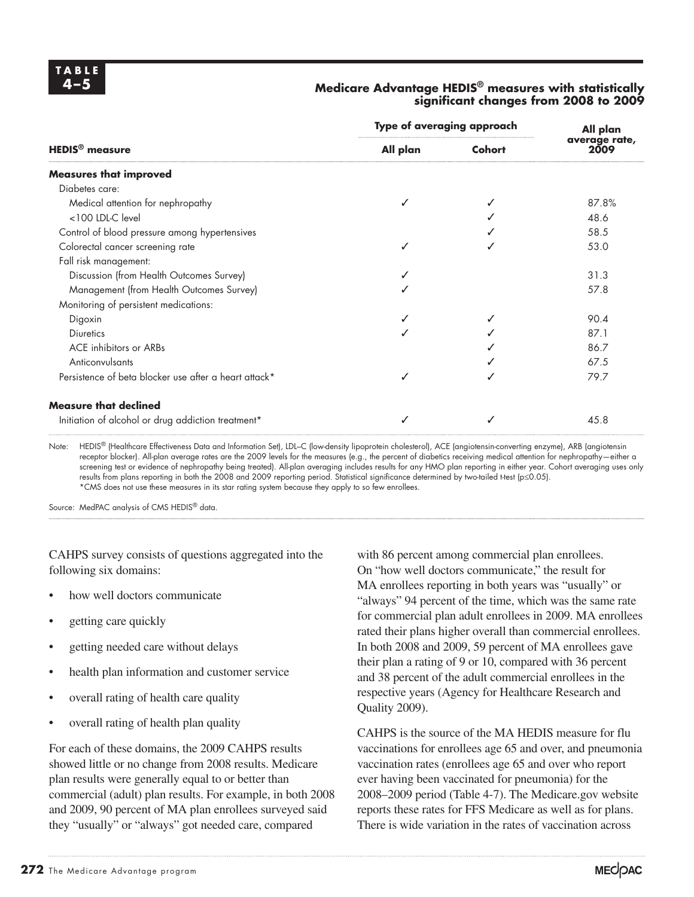**TABLE 4–5**

**Medicare Advantage HEDIS® measures with statistically significant changes from 2008 to 2009**

| HEDIS® measure | Type of averaging approach | | All plan average rate, 2009 |
|---|---|---|---|
| | All plan | Cohort | |
| **Measures that improved** | | | |
| Diabetes care: | | | |
| Medical attention for nephropathy | ✓ | ✓ | 87.8% |
| <100 LDL-C level | | ✓ | 48.6 |
| Control of blood pressure among hypertensives | | ✓ | 58.5 |
| Colorectal cancer screening rate | ✓ | ✓ | 53.0 |
| Fall risk management: | | | |
| Discussion (from Health Outcomes Survey) | ✓ | | 31.3 |
| Management (from Health Outcomes Survey) | ✓ | | 57.8 |
| Monitoring of persistent medications: | | | |
| Digoxin | ✓ | ✓ | 90.4 |
| Diuretics | ✓ | ✓ | 87.1 |
| ACE inhibitors or ARBs | | ✓ | 86.7 |
| Anticonvulsants | | ✓ | 67.5 |
| Persistence of beta blocker use after a heart attack* | ✓ | ✓ | 79.7 |
| **Measure that declined** | | | |
| Initiation of alcohol or drug addiction treatment* | ✓ | ✓ | 45.8 |

Note: HEDIS® (Healthcare Effectiveness Data and Information Set), LDL–C (low-density lipoprotein cholesterol), ACE (angiotensin-converting enzyme), ARB (angiotensin receptor blocker). All-plan average rates are the 2009 levels for the measures (e.g., the percent of diabetics receiving medical attention for nephropathy—either a screening test or evidence of nephropathy being treated). All-plan averaging includes results for any HMO plan reporting in either year. Cohort averaging uses only results from plans reporting in both the 2008 and 2009 reporting period. Statistical significance determined by two-tailed t-test ($p \leq 0.05$).
*CMS does not use these measures in its star rating system because they apply to so few enrollees.

Source: MedPAC analysis of CMS HEDIS® data.

CAHPS survey consists of questions aggregated into the following six domains:

- how well doctors communicate
- getting care quickly
- getting needed care without delays
- health plan information and customer service
- overall rating of health care quality
- overall rating of health plan quality

For each of these domains, the 2009 CAHPS results showed little or no change from 2008 results. Medicare plan results were generally equal to or better than commercial (adult) plan results. For example, in both 2008 and 2009, 90 percent of MA plan enrollees surveyed said they "usually" or "always" got needed care, compared with 86 percent among commercial plan enrollees. On "how well doctors communicate," the result for MA enrollees reporting in both years was "usually" or "always" 94 percent of the time, which was the same rate for commercial plan adult enrollees in 2009. MA enrollees rated their plans higher overall than commercial enrollees. In both 2008 and 2009, 59 percent of MA enrollees gave their plan a rating of 9 or 10, compared with 36 percent and 38 percent of the adult commercial enrollees in the respective years (Agency for Healthcare Research and Quality 2009).

CAHPS is the source of the MA HEDIS measure for flu vaccinations for enrollees age 65 and over, and pneumonia vaccination rates (enrollees age 65 and over who report ever having been vaccinated for pneumonia) for the 2008–2009 period (Table 4-7). The Medicare.gov website reports these rates for FFS Medicare as well as for plans. There is wide variation in the rates of vaccination across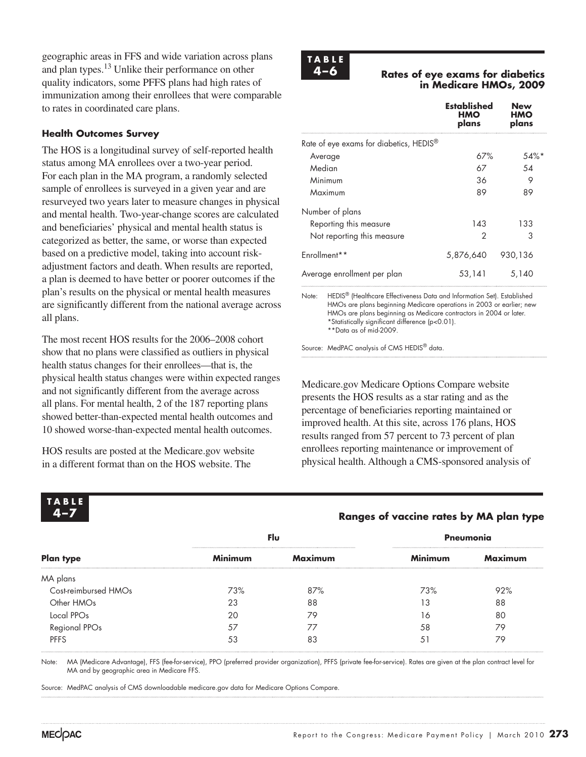geographic areas in FFS and wide variation across plans and plan types.[13] Unlike their performance on other quality indicators, some PFFS plans had high rates of immunization among their enrollees that were comparable to rates in coordinated care plans.

#### Health Outcomes Survey

The HOS is a longitudinal survey of self-reported health status among MA enrollees over a two-year period. For each plan in the MA program, a randomly selected sample of enrollees is surveyed in a given year and are resurveyed two years later to measure changes in physical and mental health. Two-year-change scores are calculated and beneficiaries' physical and mental health status is categorized as better, the same, or worse than expected based on a predictive model, taking into account risk-adjustment factors and death. When results are reported, a plan is deemed to have better or poorer outcomes if the plan's results on the physical or mental health measures are significantly different from the national average across all plans.

The most recent HOS results for the 2006–2008 cohort show that no plans were classified as outliers in physical health status changes for their enrollees—that is, the physical health status changes were within expected ranges and not significantly different from the average across all plans. For mental health, 2 of the 187 reporting plans showed better-than-expected mental health outcomes and 10 showed worse-than-expected mental health outcomes.

HOS results are posted at the Medicare.gov website in a different format than on the HOS website. The Medicare.gov Medicare Options Compare website presents the HOS results as a star rating and as the percentage of beneficiaries reporting maintained or improved health. At this site, across 176 plans, HOS results ranged from 57 percent to 73 percent of plan enrollees reporting maintenance or improvement of physical health. Although a CMS-sponsored analysis of

**TABLE 4–6**

**Rates of eye exams for diabetics in Medicare HMOs, 2009**

| | Established HMO plans | New HMO plans |
|---|---|---|
| Rate of eye exams for diabetics, HEDIS® | | |
| Average | 67% | 54%* |
| Median | 67 | 54 |
| Minimum | 36 | 9 |
| Maximum | 89 | 89 |
| Number of plans | | |
| Reporting this measure | 143 | 133 |
| Not reporting this measure | 2 | 3 |
| Enrollment** | 5,876,640 | 930,136 |
| Average enrollment per plan | 53,141 | 5,140 |

Note: HEDIS® (Healthcare Effectiveness Data and Information Set). Established HMOs are plans beginning Medicare operations in 2003 or earlier; new HMOs are plans beginning as Medicare contractors in 2004 or later.
*Statistically significant difference ($p<0.01$).
**Data as of mid-2009.

Source: MedPAC analysis of CMS HEDIS® data.

**TABLE 4–7**

**Ranges of vaccine rates by MA plan type**

| | Flu | | Pneumonia | |
|---|---|---|---|---|
| **Plan type** | **Minimum** | **Maximum** | **Minimum** | **Maximum** |
| MA plans | | | | |
| Cost-reimbursed HMOs | 73% | 87% | 73% | 92% |
| Other HMOs | 23 | 88 | 13 | 88 |
| Local PPOs | 20 | 79 | 16 | 80 |
| Regional PPOs | 57 | 77 | 58 | 79 |
| PFFS | 53 | 83 | 51 | 79 |

Note: MA (Medicare Advantage), FFS (fee-for-service), PPO (preferred provider organization), PFFS (private fee-for-service). Rates are given at the plan contract level for MA and by geographic area in Medicare FFS.

Source: MedPAC analysis of CMS downloadable medicare.gov data for Medicare Options Compare.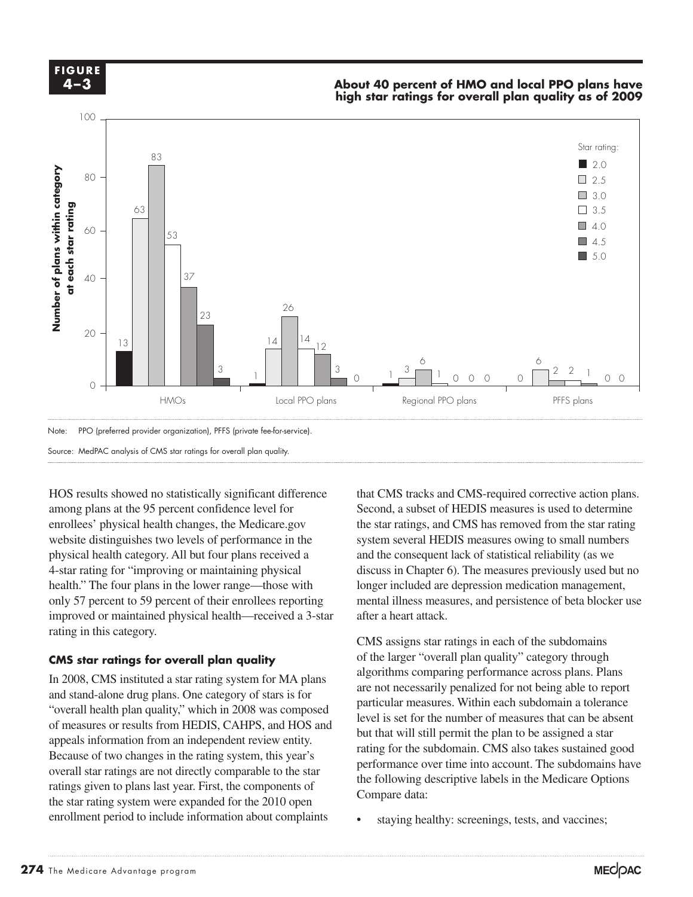**FIGURE 4–3**

**About 40 percent of HMO and local PPO plans have high star ratings for overall plan quality as of 2009**

| Star rating | HMOs | Local PPO plans | Regional PPO plans | PFFS plans |
|---|---|---|---|---|
| 2.0 | 13 | 1 | 1 | 0 |
| 2.5 | 63 | 14 | 3 | 6 |
| 3.0 | 83 | 26 | 6 | 2 |
| 3.5 | 53 | 14 | 1 | 2 |
| 4.0 | 37 | 12 | 0 | 1 |
| 4.5 | 23 | 3 | 0 | 0 |
| 5.0 | 3 | 0 | 0 | 0 |

Note: PPO (preferred provider organization), PFFS (private fee-for-service).

Source: MedPAC analysis of CMS star ratings for overall plan quality.

HOS results showed no statistically significant difference among plans at the 95 percent confidence level for enrollees' physical health changes, the Medicare.gov website distinguishes two levels of performance in the physical health category. All but four plans received a 4-star rating for "improving or maintaining physical health." The four plans in the lower range—those with only 57 percent to 59 percent of their enrollees reporting improved or maintained physical health—received a 3-star rating in this category.

### CMS star ratings for overall plan quality

In 2008, CMS instituted a star rating system for MA plans and stand-alone drug plans. One category of stars is for "overall health plan quality," which in 2008 was composed of measures or results from HEDIS, CAHPS, and HOS and appeals information from an independent review entity. Because of two changes in the rating system, this year's overall star ratings are not directly comparable to the star ratings given to plans last year. First, the components of the star rating system were expanded for the 2010 open enrollment period to include information about complaints that CMS tracks and CMS-required corrective action plans. Second, a subset of HEDIS measures is used to determine the star ratings, and CMS has removed from the star rating system several HEDIS measures owing to small numbers and the consequent lack of statistical reliability (as we discuss in Chapter 6). The measures previously used but no longer included are depression medication management, mental illness measures, and persistence of beta blocker use after a heart attack.

CMS assigns star ratings in each of the subdomains of the larger "overall plan quality" category through algorithms comparing performance across plans. Plans are not necessarily penalized for not being able to report particular measures. Within each subdomain a tolerance level is set for the number of measures that can be absent but that will still permit the plan to be assigned a star rating for the subdomain. CMS also takes sustained good performance over time into account. The subdomains have the following descriptive labels in the Medicare Options Compare data:

- staying healthy: screenings, tests, and vaccines;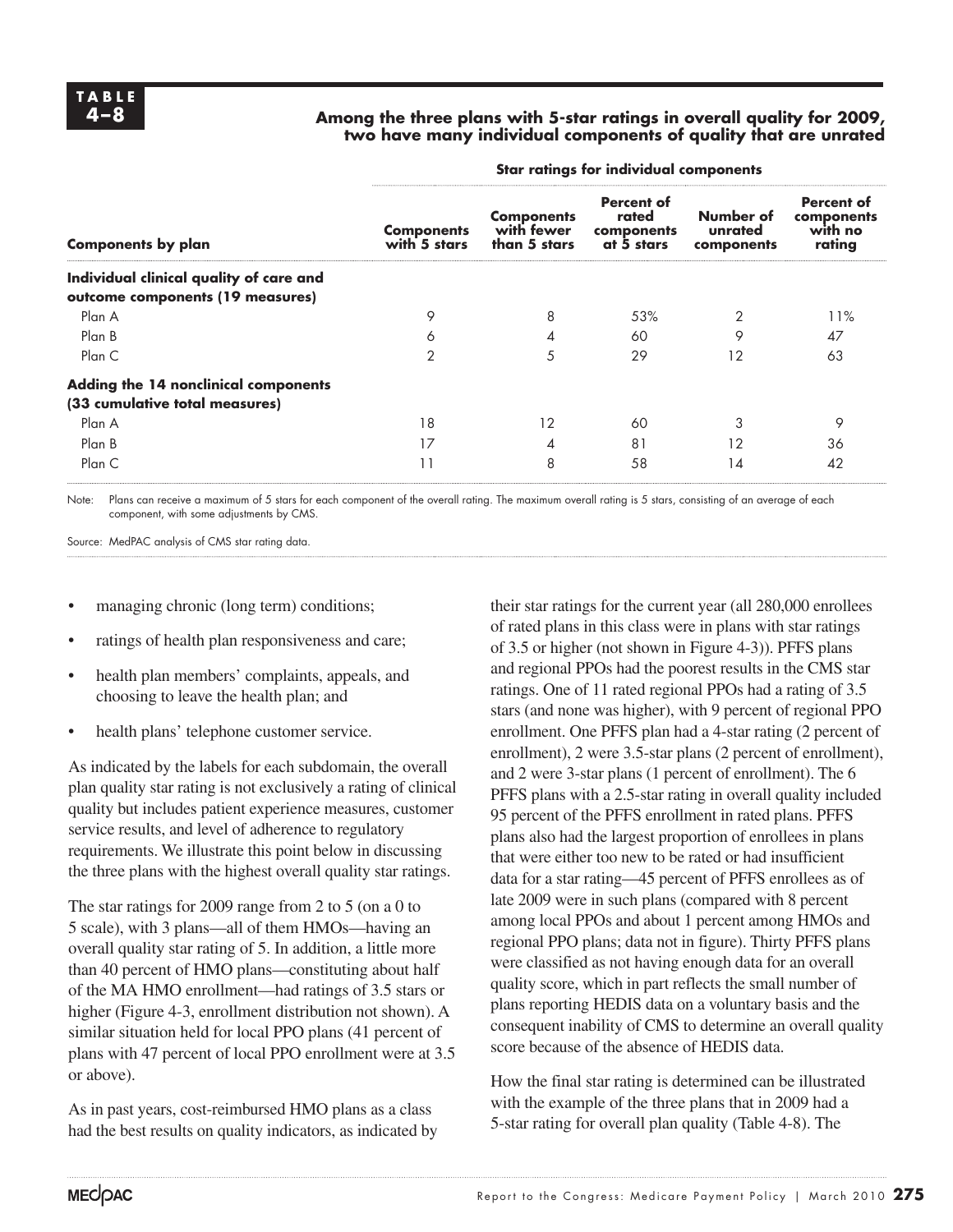**TABLE 4–8**

**Among the three plans with 5-star ratings in overall quality for 2009, two have many individual components of quality that are unrated**

| Components by plan | Star ratings for individual components | | | | |
|---|---|---|---|---|---|
| | Components with 5 stars | Components with fewer than 5 stars | Percent of rated components at 5 stars | Number of unrated components | Percent of components with no rating |
| **Individual clinical quality of care and outcome components (19 measures)** | | | | | |
| Plan A | 9 | 8 | 53% | 2 | 11% |
| Plan B | 6 | 4 | 60 | 9 | 47 |
| Plan C | 2 | 5 | 29 | 12 | 63 |
| **Adding the 14 nonclinical components (33 cumulative total measures)** | | | | | |
| Plan A | 18 | 12 | 60 | 3 | 9 |
| Plan B | 17 | 4 | 81 | 12 | 36 |
| Plan C | 11 | 8 | 58 | 14 | 42 |

Note: Plans can receive a maximum of 5 stars for each component of the overall rating. The maximum overall rating is 5 stars, consisting of an average of each component, with some adjustments by CMS.

Source: MedPAC analysis of CMS star rating data.

- managing chronic (long term) conditions;
- ratings of health plan responsiveness and care;
- health plan members' complaints, appeals, and choosing to leave the health plan; and
- health plans' telephone customer service.

As indicated by the labels for each subdomain, the overall plan quality star rating is not exclusively a rating of clinical quality but includes patient experience measures, customer service results, and level of adherence to regulatory requirements. We illustrate this point below in discussing the three plans with the highest overall quality star ratings.

The star ratings for 2009 range from 2 to 5 (on a 0 to 5 scale), with 3 plans—all of them HMOs—having an overall quality star rating of 5. In addition, a little more than 40 percent of HMO plans—constituting about half of the MA HMO enrollment—had ratings of 3.5 stars or higher (Figure 4-3, enrollment distribution not shown). A similar situation held for local PPO plans (41 percent of plans with 47 percent of local PPO enrollment were at 3.5 or above).

As in past years, cost-reimbursed HMO plans as a class had the best results on quality indicators, as indicated by their star ratings for the current year (all 280,000 enrollees of rated plans in this class were in plans with star ratings of 3.5 or higher (not shown in Figure 4-3)). PFFS plans and regional PPOs had the poorest results in the CMS star ratings. One of 11 rated regional PPOs had a rating of 3.5 stars (and none was higher), with 9 percent of regional PPO enrollment. One PFFS plan had a 4-star rating (2 percent of enrollment), 2 were 3.5-star plans (2 percent of enrollment), and 2 were 3-star plans (1 percent of enrollment). The 6 PFFS plans with a 2.5-star rating in overall quality included 95 percent of the PFFS enrollment in rated plans. PFFS plans also had the largest proportion of enrollees in plans that were either too new to be rated or had insufficient data for a star rating—45 percent of PFFS enrollees as of late 2009 were in such plans (compared with 8 percent among local PPOs and about 1 percent among HMOs and regional PPO plans; data not in figure). Thirty PFFS plans were classified as not having enough data for an overall quality score, which in part reflects the small number of plans reporting HEDIS data on a voluntary basis and the consequent inability of CMS to determine an overall quality score because of the absence of HEDIS data.

How the final star rating is determined can be illustrated with the example of the three plans that in 2009 had a 5-star rating for overall plan quality (Table 4-8). The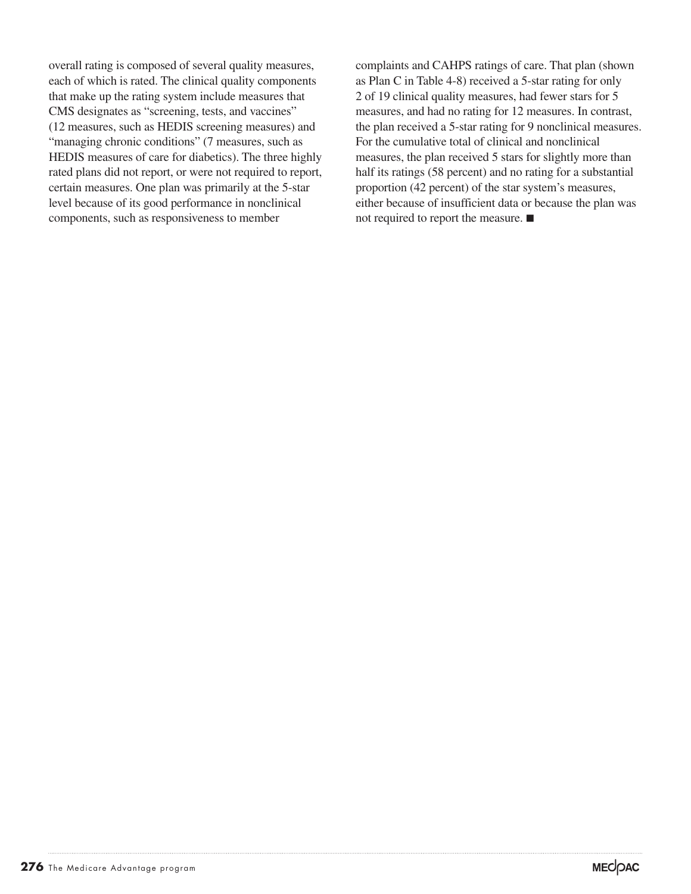overall rating is composed of several quality measures, each of which is rated. The clinical quality components that make up the rating system include measures that CMS designates as "screening, tests, and vaccines" (12 measures, such as HEDIS screening measures) and "managing chronic conditions" (7 measures, such as HEDIS measures of care for diabetics). The three highly rated plans did not report, or were not required to report, certain measures. One plan was primarily at the 5-star level because of its good performance in nonclinical components, such as responsiveness to member complaints and CAHPS ratings of care. That plan (shown as Plan C in Table 4-8) received a 5-star rating for only 2 of 19 clinical quality measures, had fewer stars for 5 measures, and had no rating for 12 measures. In contrast, the plan received a 5-star rating for 9 nonclinical measures. For the cumulative total of clinical and nonclinical measures, the plan received 5 stars for slightly more than half its ratings (58 percent) and no rating for a substantial proportion (42 percent) of the star system's measures, either because of insufficient data or because the plan was not required to report the measure. ■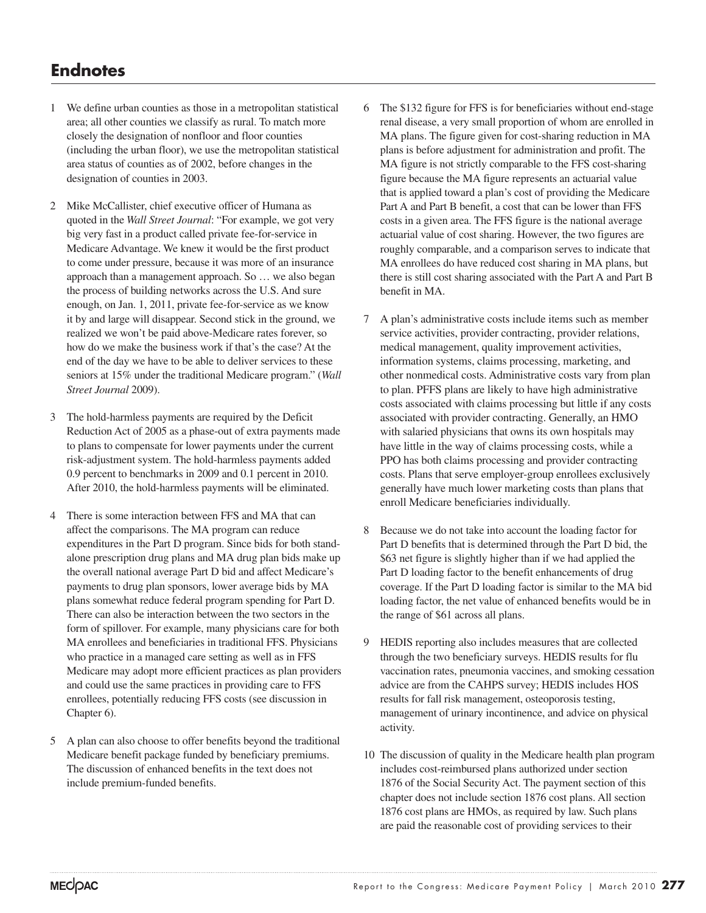## Endnotes

1. We define urban counties as those in a metropolitan statistical area; all other counties we classify as rural. To match more closely the designation of nonfloor and floor counties (including the urban floor), we use the metropolitan statistical area status of counties as of 2002, before changes in the designation of counties in 2003.

2. Mike McCallister, chief executive officer of Humana as quoted in the *Wall Street Journal*: "For example, we got very big very fast in a product called private fee-for-service in Medicare Advantage. We knew it would be the first product to come under pressure, because it was more of an insurance approach than a management approach. So … we also began the process of building networks across the U.S. And sure enough, on Jan. 1, 2011, private fee-for-service as we know it by and large will disappear. Second stick in the ground, we realized we won't be paid above-Medicare rates forever, so how do we make the business work if that's the case? At the end of the day we have to be able to deliver services to these seniors at 15% under the traditional Medicare program." (*Wall Street Journal* 2009).

3. The hold-harmless payments are required by the Deficit Reduction Act of 2005 as a phase-out of extra payments made to plans to compensate for lower payments under the current risk-adjustment system. The hold-harmless payments added 0.9 percent to benchmarks in 2009 and 0.1 percent in 2010. After 2010, the hold-harmless payments will be eliminated.

4. There is some interaction between FFS and MA that can affect the comparisons. The MA program can reduce expenditures in the Part D program. Since bids for both stand-alone prescription drug plans and MA drug plan bids make up the overall national average Part D bid and affect Medicare's payments to drug plan sponsors, lower average bids by MA plans somewhat reduce federal program spending for Part D. There can also be interaction between the two sectors in the form of spillover. For example, many physicians care for both MA enrollees and beneficiaries in traditional FFS. Physicians who practice in a managed care setting as well as in FFS Medicare may adopt more efficient practices as plan providers and could use the same practices in providing care to FFS enrollees, potentially reducing FFS costs (see discussion in Chapter 6).

5. A plan can also choose to offer benefits beyond the traditional Medicare benefit package funded by beneficiary premiums. The discussion of enhanced benefits in the text does not include premium-funded benefits.

6. The $132 figure for FFS is for beneficiaries without end-stage renal disease, a very small proportion of whom are enrolled in MA plans. The figure given for cost-sharing reduction in MA plans is before adjustment for administration and profit. The MA figure is not strictly comparable to the FFS cost-sharing figure because the MA figure represents an actuarial value that is applied toward a plan's cost of providing the Medicare Part A and Part B benefit, a cost that can be lower than FFS costs in a given area. The FFS figure is the national average actuarial value of cost sharing. However, the two figures are roughly comparable, and a comparison serves to indicate that MA enrollees do have reduced cost sharing in MA plans, but there is still cost sharing associated with the Part A and Part B benefit in MA.

7. A plan's administrative costs include items such as member service activities, provider contracting, provider relations, medical management, quality improvement activities, information systems, claims processing, marketing, and other nonmedical costs. Administrative costs vary from plan to plan. PFFS plans are likely to have high administrative costs associated with claims processing but little if any costs associated with provider contracting. Generally, an HMO with salaried physicians that owns its own hospitals may have little in the way of claims processing costs, while a PPO has both claims processing and provider contracting costs. Plans that serve employer-group enrollees exclusively generally have much lower marketing costs than plans that enroll Medicare beneficiaries individually.

8. Because we do not take into account the loading factor for Part D benefits that is determined through the Part D bid, the $63 net figure is slightly higher than if we had applied the Part D loading factor to the benefit enhancements of drug coverage. If the Part D loading factor is similar to the MA bid loading factor, the net value of enhanced benefits would be in the range of $61 across all plans.

9. HEDIS reporting also includes measures that are collected through the two beneficiary surveys. HEDIS results for flu vaccination rates, pneumonia vaccines, and smoking cessation advice are from the CAHPS survey; HEDIS includes HOS results for fall risk management, osteoporosis testing, management of urinary incontinence, and advice on physical activity.

10. The discussion of quality in the Medicare health plan program includes cost-reimbursed plans authorized under section 1876 of the Social Security Act. The payment section of this chapter does not include section 1876 cost plans. All section 1876 cost plans are HMOs, as required by law. Such plans are paid the reasonable cost of providing services to their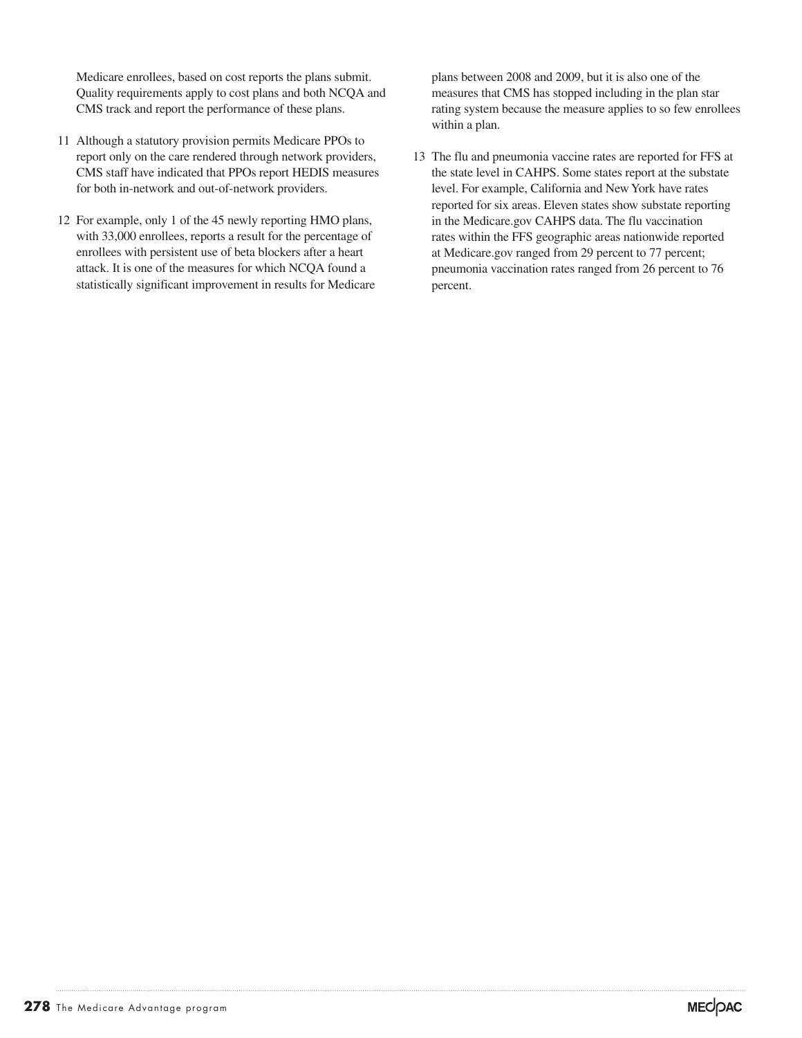Medicare enrollees, based on cost reports the plans submit. Quality requirements apply to cost plans and both NCQA and CMS track and report the performance of these plans.

11 Although a statutory provision permits Medicare PPOs to report only on the care rendered through network providers, CMS staff have indicated that PPOs report HEDIS measures for both in-network and out-of-network providers.

12 For example, only 1 of the 45 newly reporting HMO plans, with 33,000 enrollees, reports a result for the percentage of enrollees with persistent use of beta blockers after a heart attack. It is one of the measures for which NCQA found a statistically significant improvement in results for Medicare plans between 2008 and 2009, but it is also one of the measures that CMS has stopped including in the plan star rating system because the measure applies to so few enrollees within a plan.

13 The flu and pneumonia vaccine rates are reported for FFS at the state level in CAHPS. Some states report at the substate level. For example, California and New York have rates reported for six areas. Eleven states show substate reporting in the Medicare.gov CAHPS data. The flu vaccination rates within the FFS geographic areas nationwide reported at Medicare.gov ranged from 29 percent to 77 percent; pneumonia vaccination rates ranged from 26 percent to 76 percent.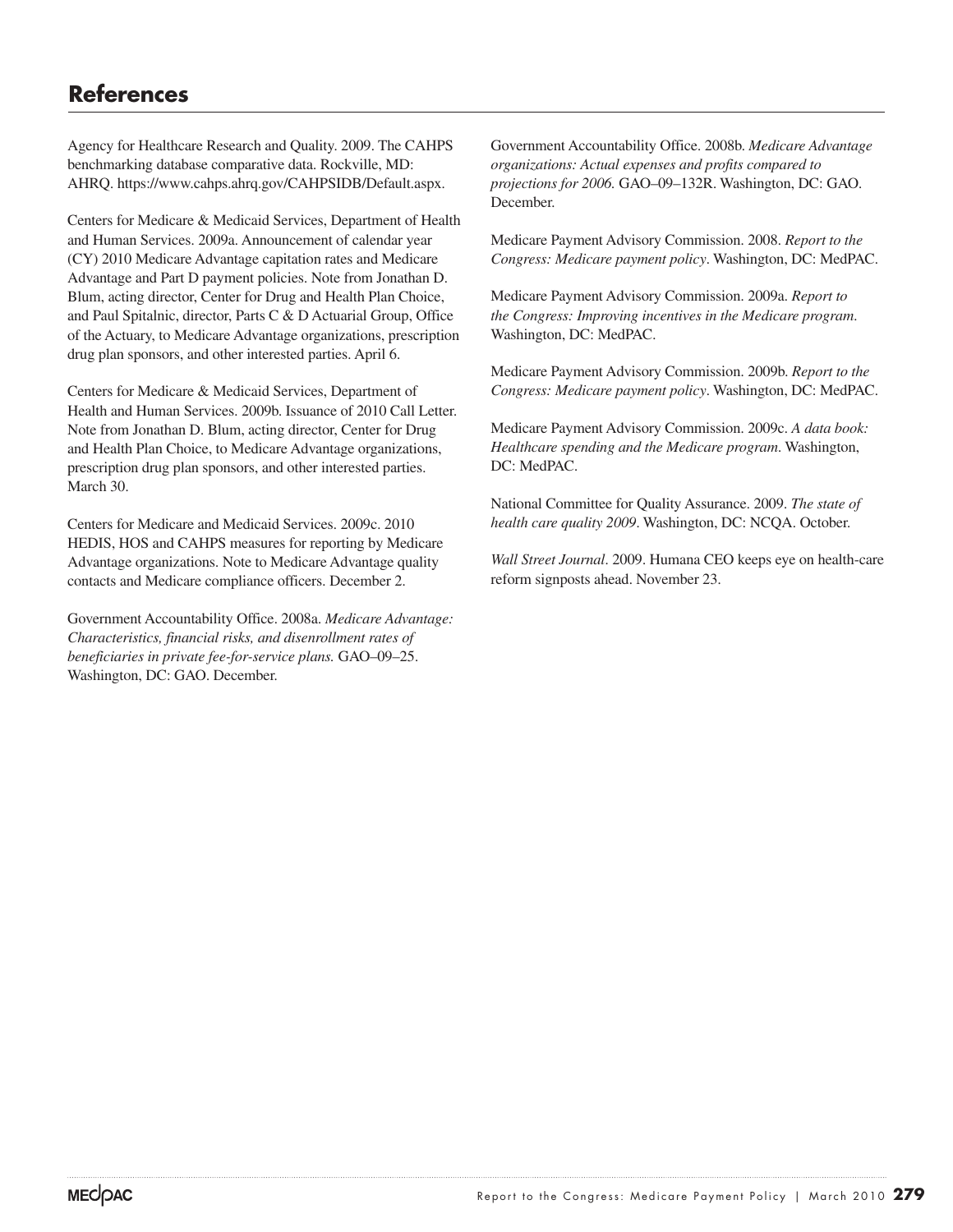## References

Agency for Healthcare Research and Quality. 2009. The CAHPS benchmarking database comparative data. Rockville, MD: AHRQ. https://www.cahps.ahrq.gov/CAHPSIDB/Default.aspx.

Centers for Medicare & Medicaid Services, Department of Health and Human Services. 2009a. Announcement of calendar year (CY) 2010 Medicare Advantage capitation rates and Medicare Advantage and Part D payment policies. Note from Jonathan D. Blum, acting director, Center for Drug and Health Plan Choice, and Paul Spitalnic, director, Parts C & D Actuarial Group, Office of the Actuary, to Medicare Advantage organizations, prescription drug plan sponsors, and other interested parties. April 6.

Centers for Medicare & Medicaid Services, Department of Health and Human Services. 2009b. Issuance of 2010 Call Letter. Note from Jonathan D. Blum, acting director, Center for Drug and Health Plan Choice, to Medicare Advantage organizations, prescription drug plan sponsors, and other interested parties. March 30.

Centers for Medicare and Medicaid Services. 2009c. 2010 HEDIS, HOS and CAHPS measures for reporting by Medicare Advantage organizations. Note to Medicare Advantage quality contacts and Medicare compliance officers. December 2.

Government Accountability Office. 2008a. *Medicare Advantage: Characteristics, financial risks, and disenrollment rates of beneficiaries in private fee-for-service plans.* GAO–09–25. Washington, DC: GAO. December.

Government Accountability Office. 2008b. *Medicare Advantage organizations: Actual expenses and profits compared to projections for 2006.* GAO–09–132R. Washington, DC: GAO. December.

Medicare Payment Advisory Commission. 2008. *Report to the Congress: Medicare payment policy*. Washington, DC: MedPAC.

Medicare Payment Advisory Commission. 2009a. *Report to the Congress: Improving incentives in the Medicare program.* Washington, DC: MedPAC.

Medicare Payment Advisory Commission. 2009b. *Report to the Congress: Medicare payment policy*. Washington, DC: MedPAC.

Medicare Payment Advisory Commission. 2009c. *A data book: Healthcare spending and the Medicare program*. Washington, DC: MedPAC.

National Committee for Quality Assurance. 2009. *The state of health care quality 2009*. Washington, DC: NCQA. October.

*Wall Street Journal*. 2009. Humana CEO keeps eye on health-care reform signposts ahead. November 23.